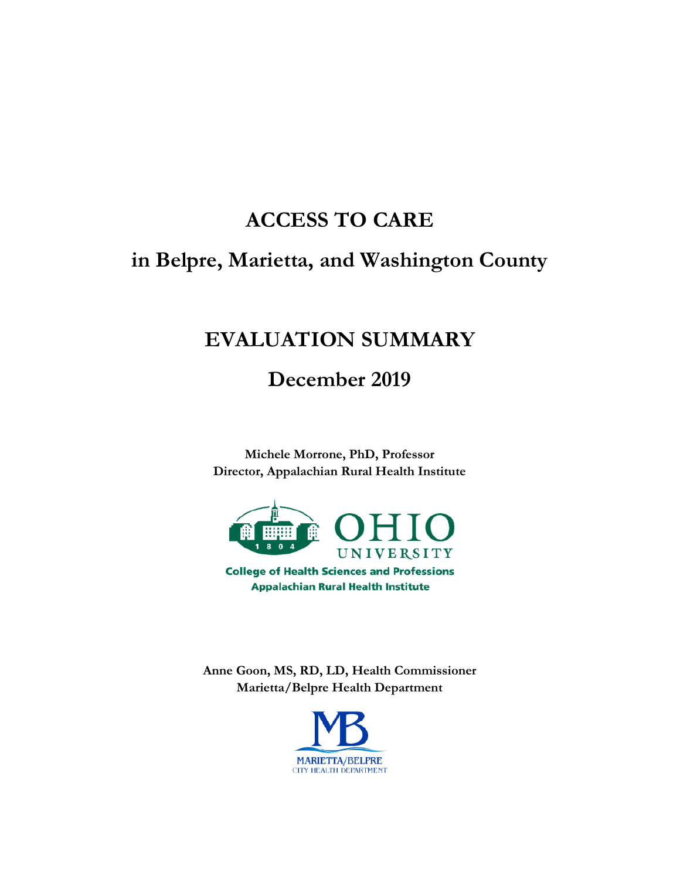# ACCESS TO CARE

## in Belpre, Marietta, and Washington County

# EVALUATION SUMMARY

## December 2019

**Michele Morrone, PhD, Professor**
**Director, Appalachian Rural Health Institute**

OHIO UNIVERSITY
College of Health Sciences and Professions
Appalachian Rural Health Institute

**Anne Goon, MS, RD, LD, Health Commissioner**
**Marietta/Belpre Health Department**

MARIETTA/BELPRE
CITY HEALTH DEPARTMENT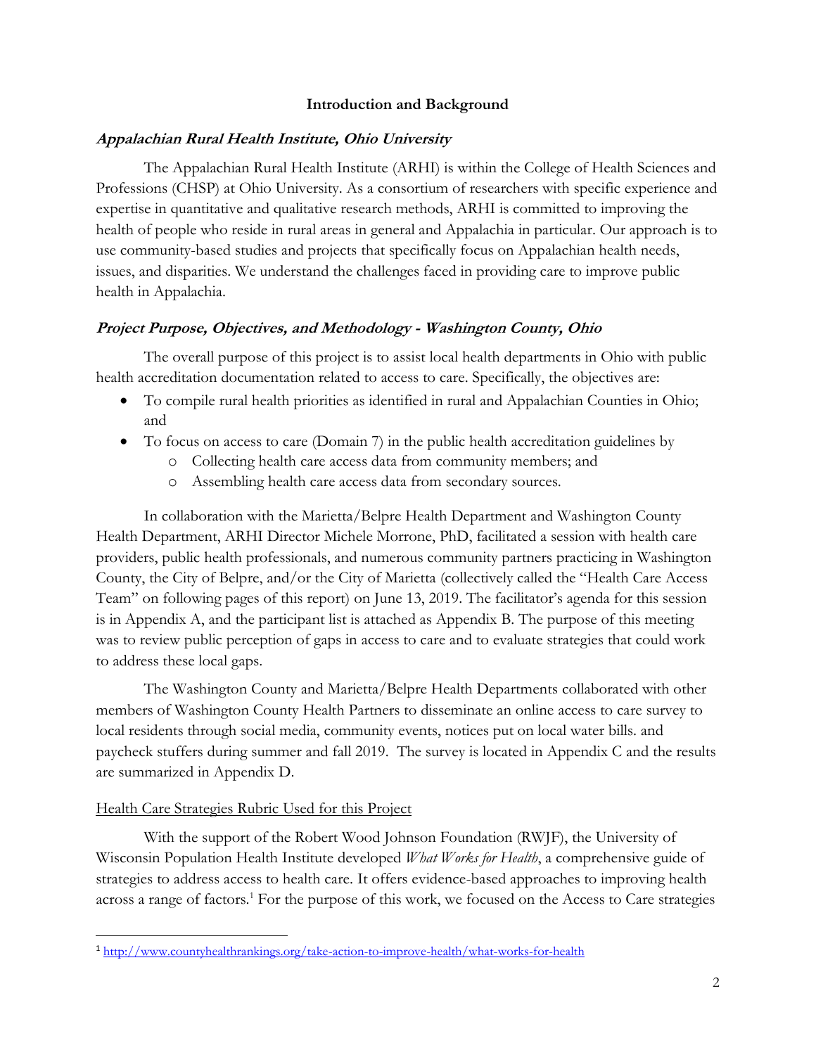## Introduction and Background

### *Appalachian Rural Health Institute, Ohio University*

The Appalachian Rural Health Institute (ARHI) is within the College of Health Sciences and Professions (CHSP) at Ohio University. As a consortium of researchers with specific experience and expertise in quantitative and qualitative research methods, ARHI is committed to improving the health of people who reside in rural areas in general and Appalachia in particular. Our approach is to use community-based studies and projects that specifically focus on Appalachian health needs, issues, and disparities. We understand the challenges faced in providing care to improve public health in Appalachia.

### *Project Purpose, Objectives, and Methodology - Washington County, Ohio*

The overall purpose of this project is to assist local health departments in Ohio with public health accreditation documentation related to access to care. Specifically, the objectives are:

- To compile rural health priorities as identified in rural and Appalachian Counties in Ohio; and
- To focus on access to care (Domain 7) in the public health accreditation guidelines by
  - Collecting health care access data from community members; and
  - Assembling health care access data from secondary sources.

In collaboration with the Marietta/Belpre Health Department and Washington County Health Department, ARHI Director Michele Morrone, PhD, facilitated a session with health care providers, public health professionals, and numerous community partners practicing in Washington County, the City of Belpre, and/or the City of Marietta (collectively called the "Health Care Access Team" on following pages of this report) on June 13, 2019. The facilitator's agenda for this session is in Appendix A, and the participant list is attached as Appendix B. The purpose of this meeting was to review public perception of gaps in access to care and to evaluate strategies that could work to address these local gaps.

The Washington County and Marietta/Belpre Health Departments collaborated with other members of Washington County Health Partners to disseminate an online access to care survey to local residents through social media, community events, notices put on local water bills. and paycheck stuffers during summer and fall 2019. The survey is located in Appendix C and the results are summarized in Appendix D.

#### Health Care Strategies Rubric Used for this Project

With the support of the Robert Wood Johnson Foundation (RWJF), the University of Wisconsin Population Health Institute developed *What Works for Health*, a comprehensive guide of strategies to address access to health care. It offers evidence-based approaches to improving health across a range of factors.[1] For the purpose of this work, we focused on the Access to Care strategies

[1] http://www.countyhealthrankings.org/take-action-to-improve-health/what-works-for-health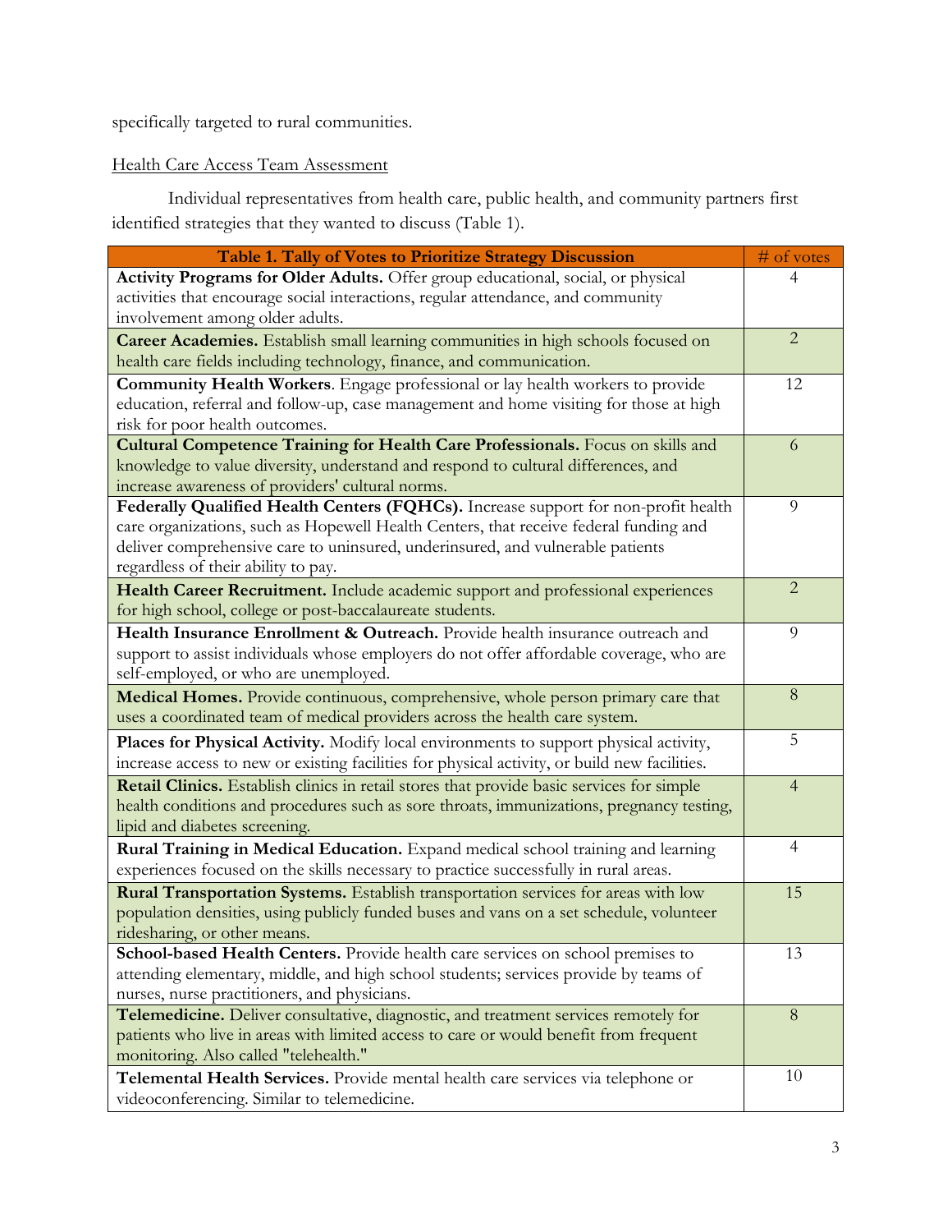specifically targeted to rural communities.

Health Care Access Team Assessment

Individual representatives from health care, public health, and community partners first identified strategies that they wanted to discuss (Table 1).

| Table 1. Tally of Votes to Prioritize Strategy Discussion | # of votes |
|---|---|
| **Activity Programs for Older Adults.** Offer group educational, social, or physical activities that encourage social interactions, regular attendance, and community involvement among older adults. | 4 |
| **Career Academies.** Establish small learning communities in high schools focused on health care fields including technology, finance, and communication. | 2 |
| **Community Health Workers**. Engage professional or lay health workers to provide education, referral and follow-up, case management and home visiting for those at high risk for poor health outcomes. | 12 |
| **Cultural Competence Training for Health Care Professionals.** Focus on skills and knowledge to value diversity, understand and respond to cultural differences, and increase awareness of providers' cultural norms. | 6 |
| **Federally Qualified Health Centers (FQHCs).** Increase support for non-profit health care organizations, such as Hopewell Health Centers, that receive federal funding and deliver comprehensive care to uninsured, underinsured, and vulnerable patients regardless of their ability to pay. | 9 |
| **Health Career Recruitment.** Include academic support and professional experiences for high school, college or post-baccalaureate students. | 2 |
| **Health Insurance Enrollment & Outreach.** Provide health insurance outreach and support to assist individuals whose employers do not offer affordable coverage, who are self-employed, or who are unemployed. | 9 |
| **Medical Homes.** Provide continuous, comprehensive, whole person primary care that uses a coordinated team of medical providers across the health care system. | 8 |
| **Places for Physical Activity.** Modify local environments to support physical activity, increase access to new or existing facilities for physical activity, or build new facilities. | 5 |
| **Retail Clinics.** Establish clinics in retail stores that provide basic services for simple health conditions and procedures such as sore throats, immunizations, pregnancy testing, lipid and diabetes screening. | 4 |
| **Rural Training in Medical Education.** Expand medical school training and learning experiences focused on the skills necessary to practice successfully in rural areas. | 4 |
| **Rural Transportation Systems.** Establish transportation services for areas with low population densities, using publicly funded buses and vans on a set schedule, volunteer ridesharing, or other means. | 15 |
| **School-based Health Centers.** Provide health care services on school premises to attending elementary, middle, and high school students; services provide by teams of nurses, nurse practitioners, and physicians. | 13 |
| **Telemedicine.** Deliver consultative, diagnostic, and treatment services remotely for patients who live in areas with limited access to care or would benefit from frequent monitoring. Also called "telehealth." | 8 |
| **Telemental Health Services.** Provide mental health care services via telephone or videoconferencing. Similar to telemedicine. | 10 |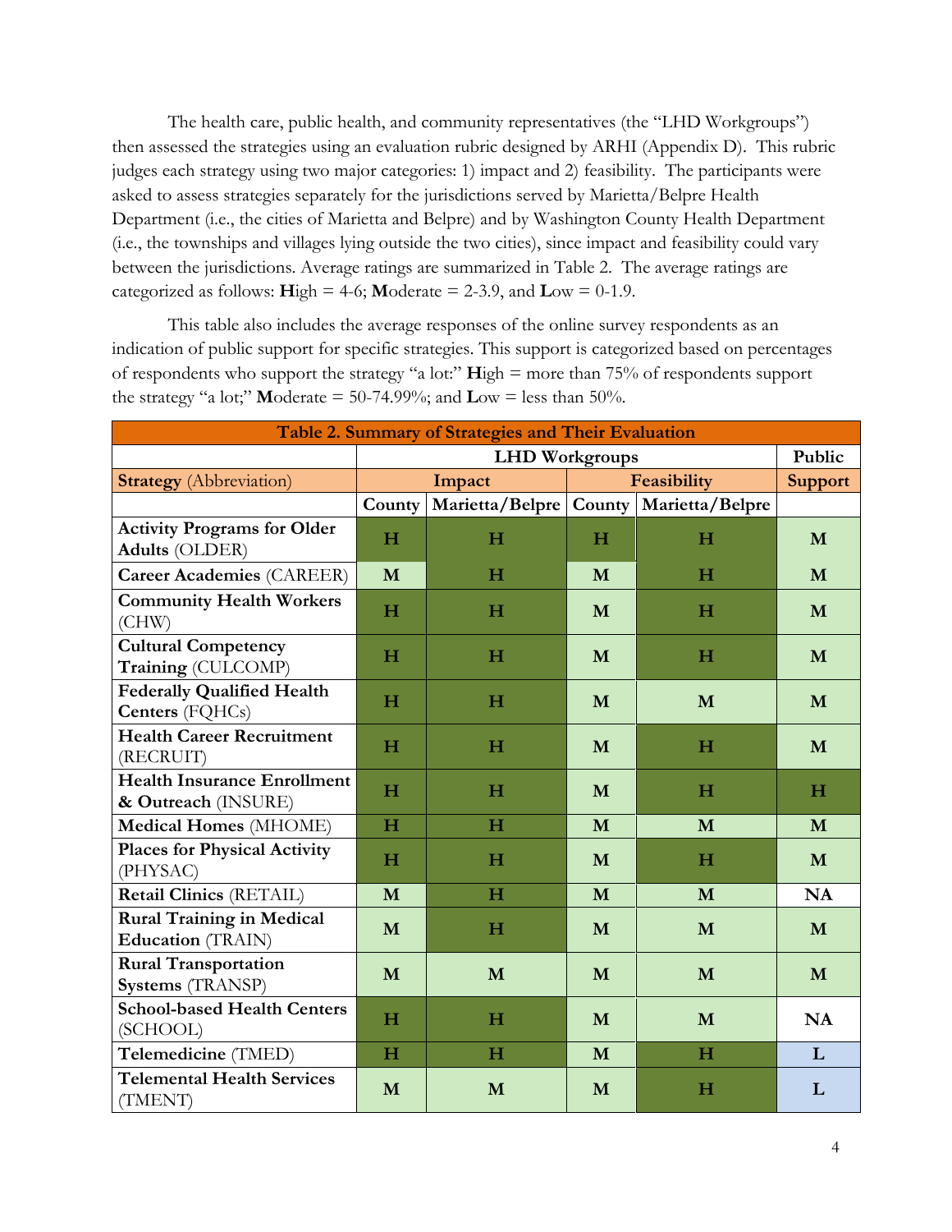The health care, public health, and community representatives (the "LHD Workgroups") then assessed the strategies using an evaluation rubric designed by ARHI (Appendix D). This rubric judges each strategy using two major categories: 1) impact and 2) feasibility. The participants were asked to assess strategies separately for the jurisdictions served by Marietta/Belpre Health Department (i.e., the cities of Marietta and Belpre) and by Washington County Health Department (i.e., the townships and villages lying outside the two cities), since impact and feasibility could vary between the jurisdictions. Average ratings are summarized in Table 2. The average ratings are categorized as follows: **H**igh = 4-6; **M**oderate = 2-3.9, and **L**ow = 0-1.9.

This table also includes the average responses of the online survey respondents as an indication of public support for specific strategies. This support is categorized based on percentages of respondents who support the strategy "a lot:" **H**igh = more than 75% of respondents support the strategy "a lot;" **M**oderate = 50-74.99%; and **L**ow = less than 50%.

**Table 2. Summary of Strategies and Their Evaluation**

| | LHD Workgroups | | | | Public |
|---|---|---|---|---|---|
| **Strategy** (Abbreviation) | **Impact** | | **Feasibility** | | **Support** |
| | **County** | **Marietta/Belpre** | **County** | **Marietta/Belpre** | |
| **Activity Programs for Older Adults** (OLDER) | **H** | **H** | **H** | **H** | **M** |
| **Career Academies** (CAREER) | **M** | **H** | **M** | **H** | **M** |
| **Community Health Workers** (CHW) | **H** | **H** | **M** | **H** | **M** |
| **Cultural Competency Training** (CULCOMP) | **H** | **H** | **M** | **H** | **M** |
| **Federally Qualified Health Centers** (FQHCs) | **H** | **H** | **M** | **M** | **M** |
| **Health Career Recruitment** (RECRUIT) | **H** | **H** | **M** | **H** | **M** |
| **Health Insurance Enrollment & Outreach** (INSURE) | **H** | **H** | **M** | **H** | **H** |
| **Medical Homes** (MHOME) | **H** | **H** | **M** | **M** | **M** |
| **Places for Physical Activity** (PHYSAC) | **H** | **H** | **M** | **H** | **M** |
| **Retail Clinics** (RETAIL) | **M** | **H** | **M** | **M** | **NA** |
| **Rural Training in Medical Education** (TRAIN) | **M** | **H** | **M** | **M** | **M** |
| **Rural Transportation Systems** (TRANSP) | **M** | **M** | **M** | **M** | **M** |
| **School-based Health Centers** (SCHOOL) | **H** | **H** | **M** | **M** | **NA** |
| **Telemedicine** (TMED) | **H** | **H** | **M** | **H** | **L** |
| **Telemental Health Services** (TMENT) | **M** | **M** | **M** | **H** | **L** |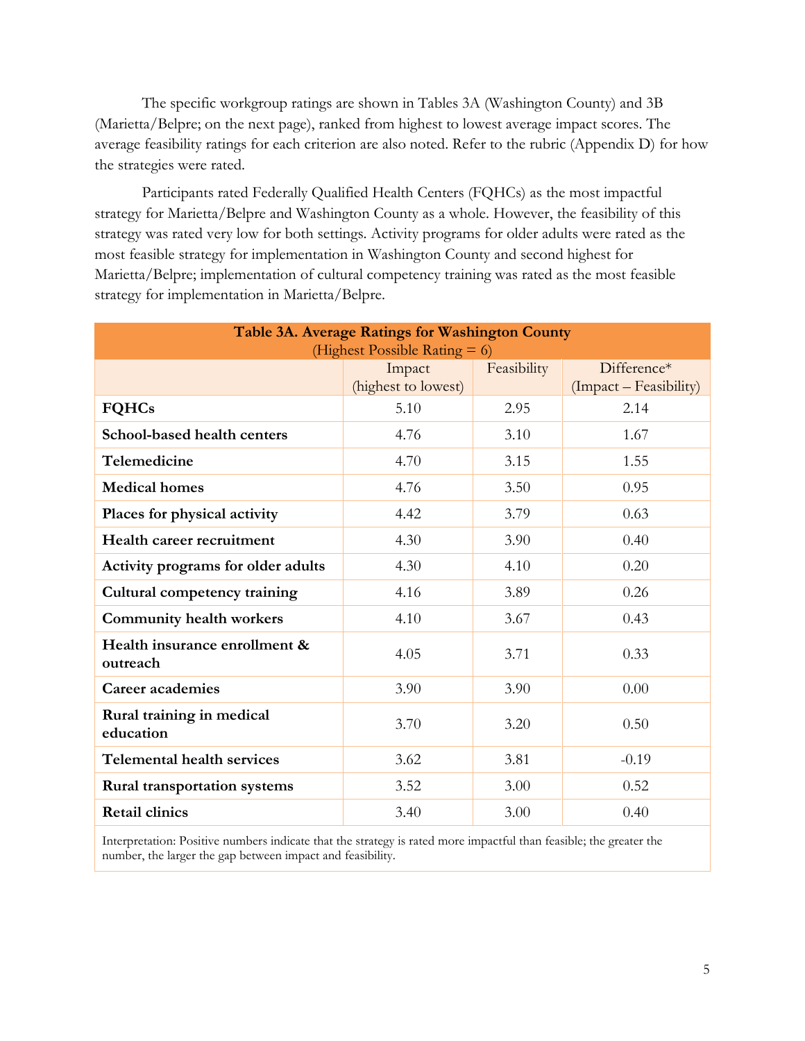The specific workgroup ratings are shown in Tables 3A (Washington County) and 3B (Marietta/Belpre; on the next page), ranked from highest to lowest average impact scores. The average feasibility ratings for each criterion are also noted. Refer to the rubric (Appendix D) for how the strategies were rated.

Participants rated Federally Qualified Health Centers (FQHCs) as the most impactful strategy for Marietta/Belpre and Washington County as a whole. However, the feasibility of this strategy was rated very low for both settings. Activity programs for older adults were rated as the most feasible strategy for implementation in Washington County and second highest for Marietta/Belpre; implementation of cultural competency training was rated as the most feasible strategy for implementation in Marietta/Belpre.

**Table 3A. Average Ratings for Washington County**
(Highest Possible Rating = 6)

| | Impact (highest to lowest) | Feasibility | Difference* (Impact – Feasibility) |
|---|---|---|---|
| **FQHCs** | 5.10 | 2.95 | 2.14 |
| **School-based health centers** | 4.76 | 3.10 | 1.67 |
| **Telemedicine** | 4.70 | 3.15 | 1.55 |
| **Medical homes** | 4.76 | 3.50 | 0.95 |
| **Places for physical activity** | 4.42 | 3.79 | 0.63 |
| **Health career recruitment** | 4.30 | 3.90 | 0.40 |
| **Activity programs for older adults** | 4.30 | 4.10 | 0.20 |
| **Cultural competency training** | 4.16 | 3.89 | 0.26 |
| **Community health workers** | 4.10 | 3.67 | 0.43 |
| **Health insurance enrollment & outreach** | 4.05 | 3.71 | 0.33 |
| **Career academies** | 3.90 | 3.90 | 0.00 |
| **Rural training in medical education** | 3.70 | 3.20 | 0.50 |
| **Telemental health services** | 3.62 | 3.81 | -0.19 |
| **Rural transportation systems** | 3.52 | 3.00 | 0.52 |
| **Retail clinics** | 3.40 | 3.00 | 0.40 |

Interpretation: Positive numbers indicate that the strategy is rated more impactful than feasible; the greater the number, the larger the gap between impact and feasibility.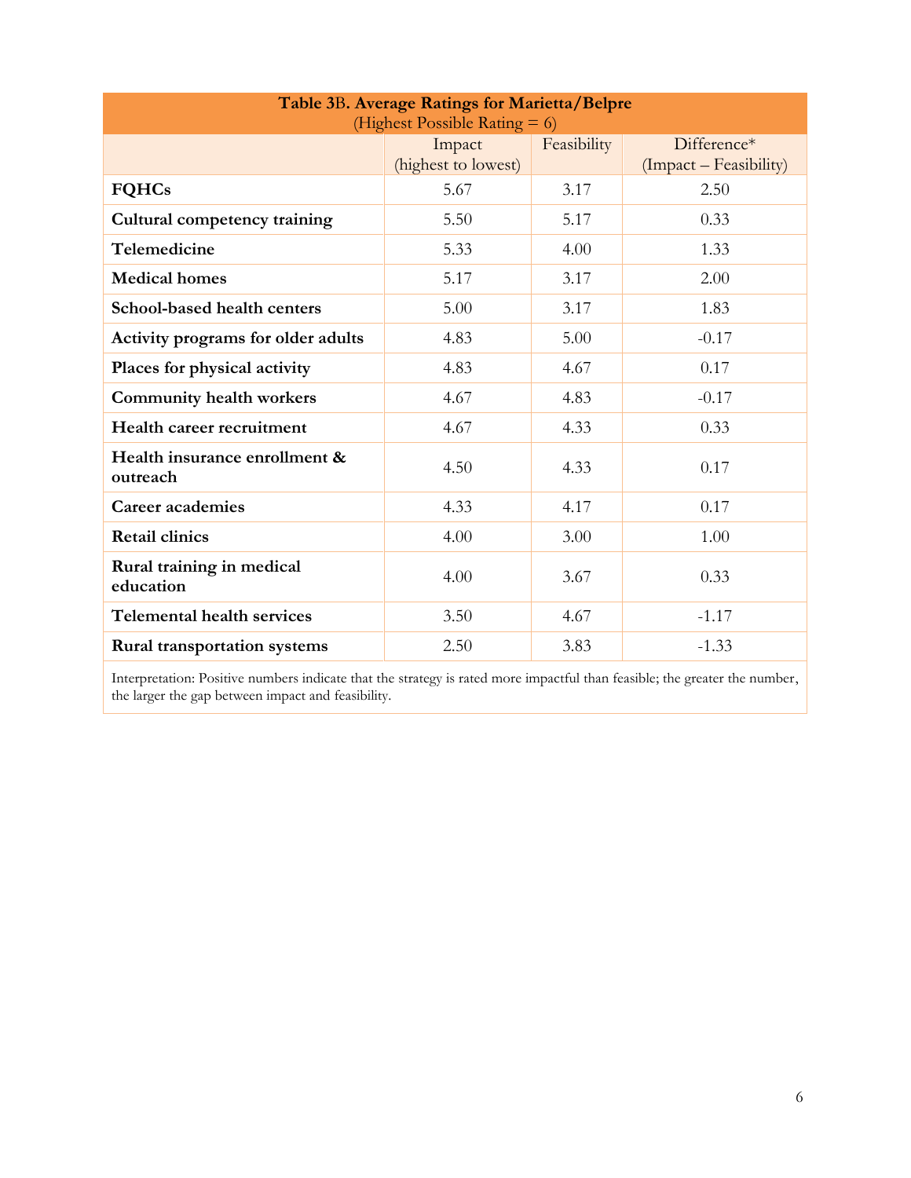**Table 3B. Average Ratings for Marietta/Belpre**
(Highest Possible Rating = 6)

| | Impact (highest to lowest) | Feasibility | Difference* (Impact – Feasibility) |
|---|---|---|---|
| **FQHCs** | 5.67 | 3.17 | 2.50 |
| **Cultural competency training** | 5.50 | 5.17 | 0.33 |
| **Telemedicine** | 5.33 | 4.00 | 1.33 |
| **Medical homes** | 5.17 | 3.17 | 2.00 |
| **School-based health centers** | 5.00 | 3.17 | 1.83 |
| **Activity programs for older adults** | 4.83 | 5.00 | -0.17 |
| **Places for physical activity** | 4.83 | 4.67 | 0.17 |
| **Community health workers** | 4.67 | 4.83 | -0.17 |
| **Health career recruitment** | 4.67 | 4.33 | 0.33 |
| **Health insurance enrollment & outreach** | 4.50 | 4.33 | 0.17 |
| **Career academies** | 4.33 | 4.17 | 0.17 |
| **Retail clinics** | 4.00 | 3.00 | 1.00 |
| **Rural training in medical education** | 4.00 | 3.67 | 0.33 |
| **Telemental health services** | 3.50 | 4.67 | -1.17 |
| **Rural transportation systems** | 2.50 | 3.83 | -1.33 |

Interpretation: Positive numbers indicate that the strategy is rated more impactful than feasible; the greater the number, the larger the gap between impact and feasibility.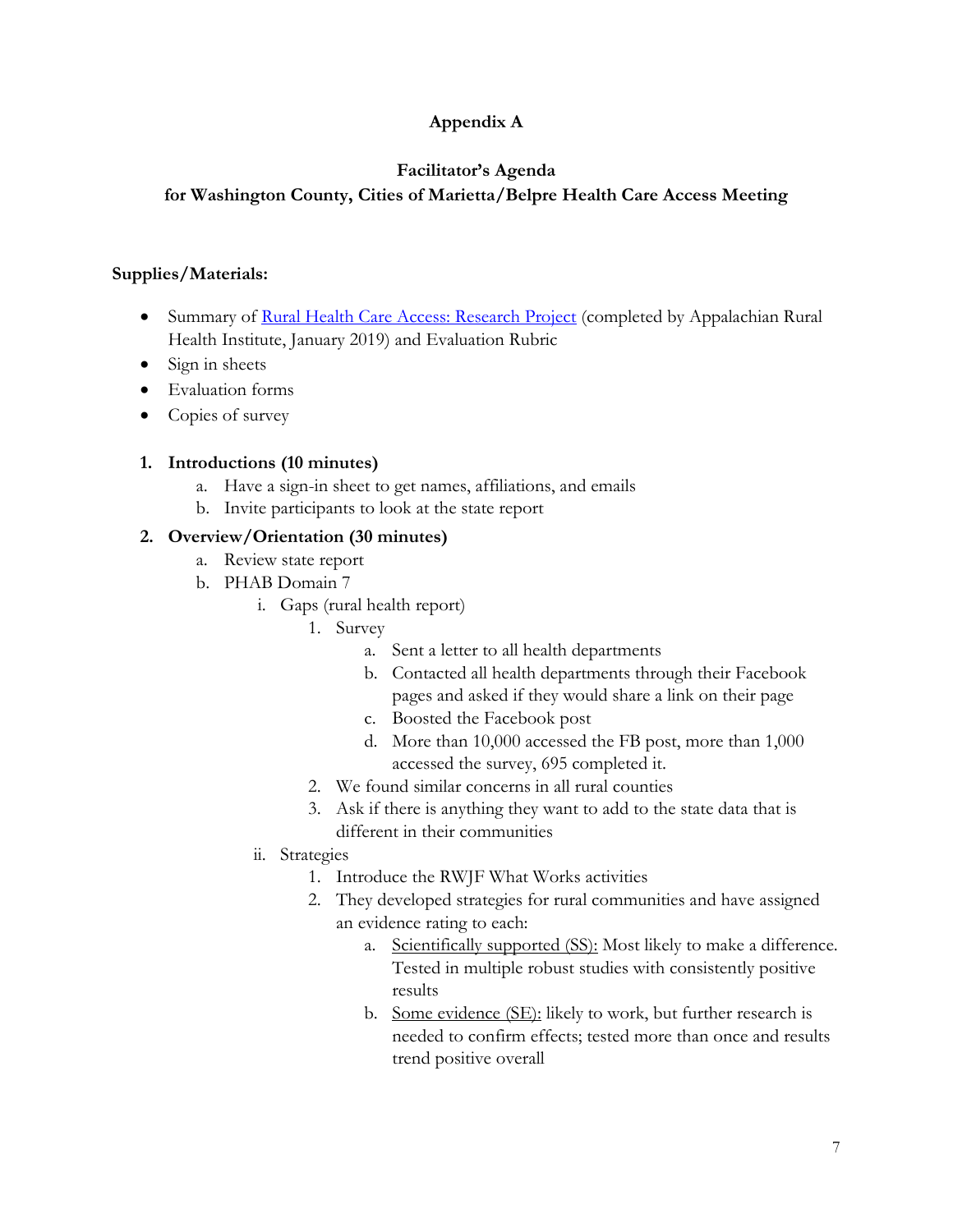# Appendix A

## Facilitator's Agenda
## for Washington County, Cities of Marietta/Belpre Health Care Access Meeting

**Supplies/Materials:**

- Summary of Rural Health Care Access: Research Project (completed by Appalachian Rural Health Institute, January 2019) and Evaluation Rubric
- Sign in sheets
- Evaluation forms
- Copies of survey

1. **Introductions (10 minutes)**
    a. Have a sign-in sheet to get names, affiliations, and emails
    b. Invite participants to look at the state report
2. **Overview/Orientation (30 minutes)**
    a. Review state report
    b. PHAB Domain 7
        i. Gaps (rural health report)
            1. Survey
                a. Sent a letter to all health departments
                b. Contacted all health departments through their Facebook pages and asked if they would share a link on their page
                c. Boosted the Facebook post
                d. More than 10,000 accessed the FB post, more than 1,000 accessed the survey, 695 completed it.
            2. We found similar concerns in all rural counties
            3. Ask if there is anything they want to add to the state data that is different in their communities
        ii. Strategies
            1. Introduce the RWJF What Works activities
            2. They developed strategies for rural communities and have assigned an evidence rating to each:
                a. Scientifically supported (SS): Most likely to make a difference. Tested in multiple robust studies with consistently positive results
                b. Some evidence (SE): likely to work, but further research is needed to confirm effects; tested more than once and results trend positive overall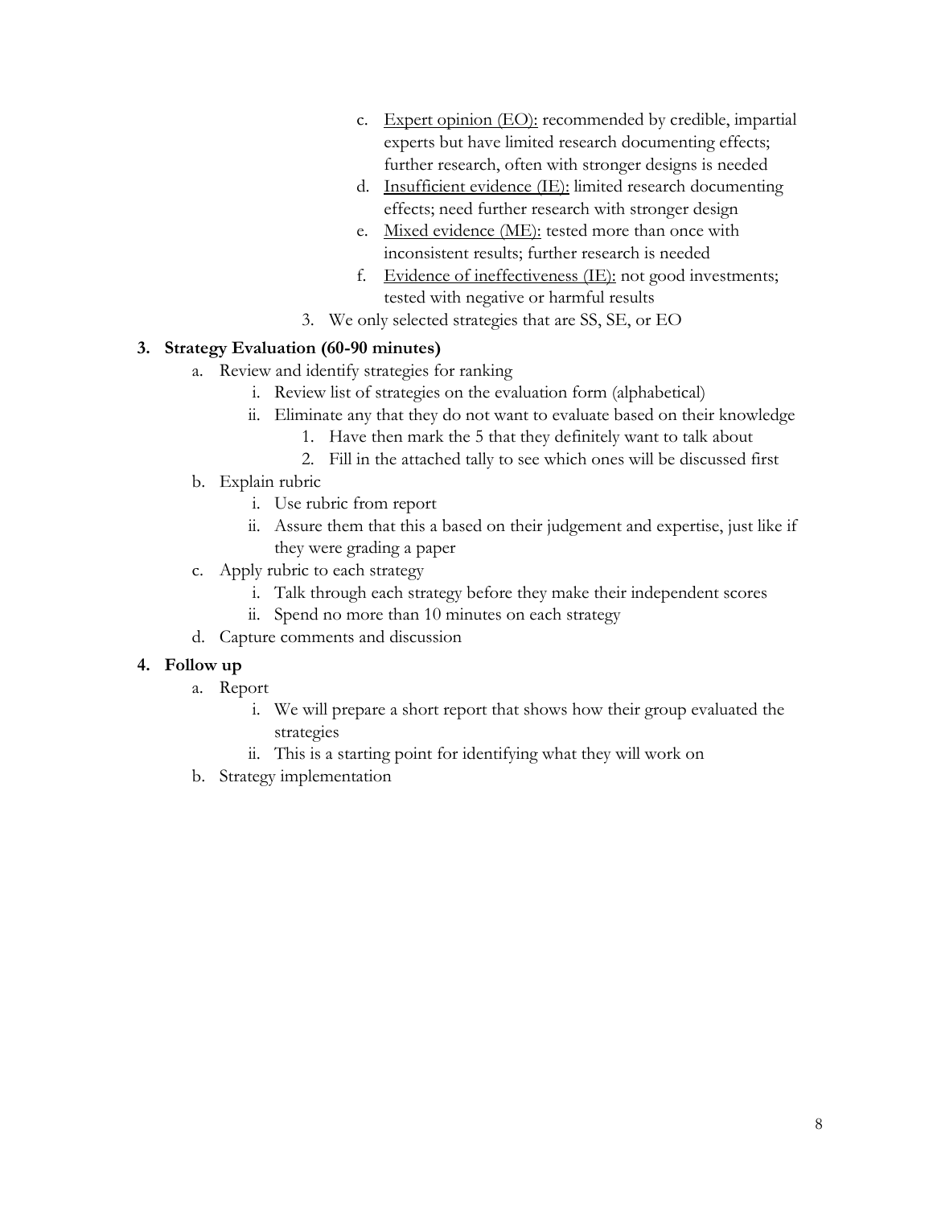c. Expert opinion (EO): recommended by credible, impartial experts but have limited research documenting effects; further research, often with stronger designs is needed
   d. Insufficient evidence (IE): limited research documenting effects; need further research with stronger design
   e. Mixed evidence (ME): tested more than once with inconsistent results; further research is needed
   f. Evidence of ineffectiveness (IE): not good investments; tested with negative or harmful results
3. We only selected strategies that are SS, SE, or EO

**3. Strategy Evaluation (60-90 minutes)**

a. Review and identify strategies for ranking
   i. Review list of strategies on the evaluation form (alphabetical)
   ii. Eliminate any that they do not want to evaluate based on their knowledge
      1. Have then mark the 5 that they definitely want to talk about
      2. Fill in the attached tally to see which ones will be discussed first

b. Explain rubric
   i. Use rubric from report
   ii. Assure them that this a based on their judgement and expertise, just like if they were grading a paper

c. Apply rubric to each strategy
   i. Talk through each strategy before they make their independent scores
   ii. Spend no more than 10 minutes on each strategy

d. Capture comments and discussion

**4. Follow up**

a. Report
   i. We will prepare a short report that shows how their group evaluated the strategies
   ii. This is a starting point for identifying what they will work on

b. Strategy implementation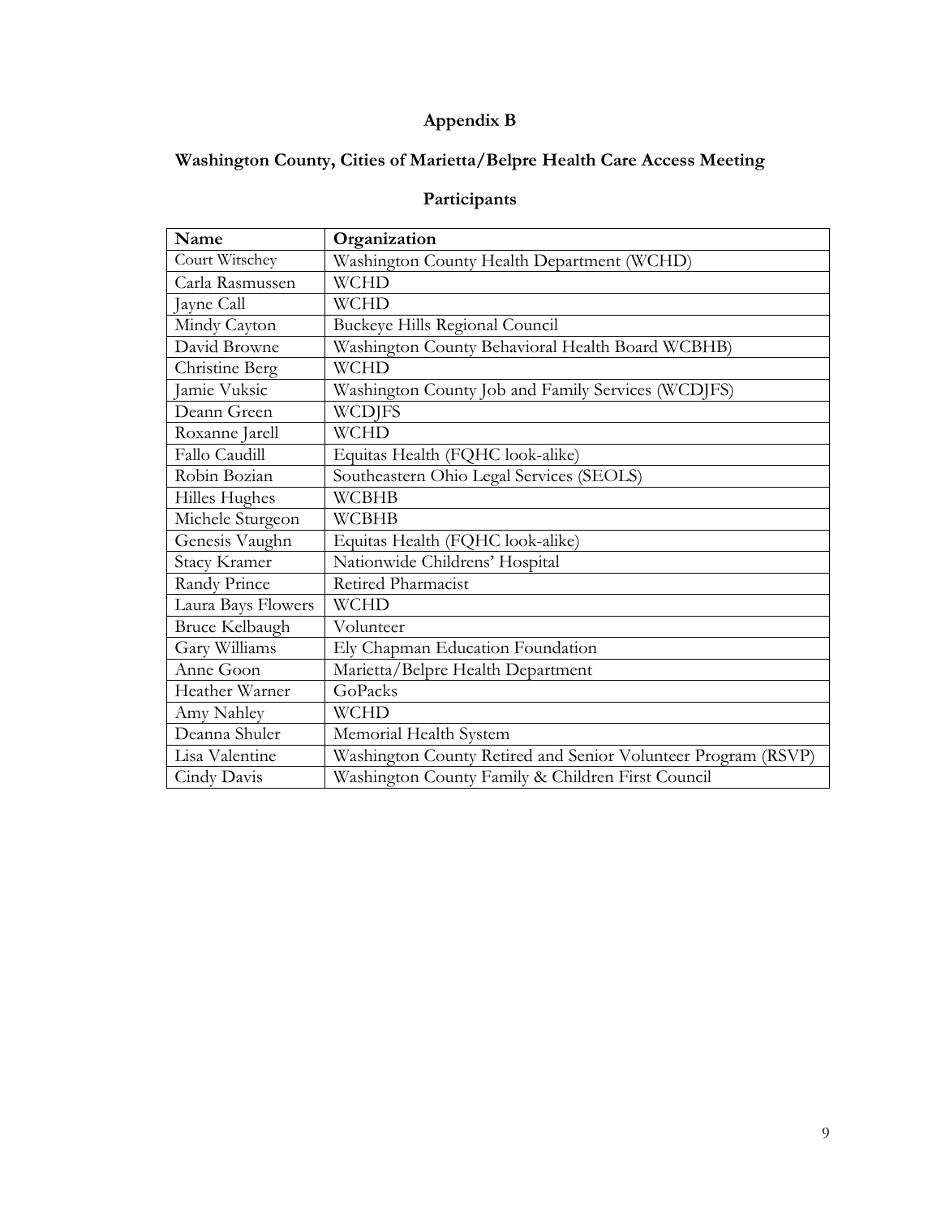# Appendix B

## Washington County, Cities of Marietta/Belpre Health Care Access Meeting

### Participants

| Name | Organization |
|---|---|
| Court Witschey | Washington County Health Department (WCHD) |
| Carla Rasmussen | WCHD |
| Jayne Call | WCHD |
| Mindy Cayton | Buckeye Hills Regional Council |
| David Browne | Washington County Behavioral Health Board WCBHB) |
| Christine Berg | WCHD |
| Jamie Vuksic | Washington County Job and Family Services (WCDJFS) |
| Deann Green | WCDJFS |
| Roxanne Jarell | WCHD |
| Fallo Caudill | Equitas Health (FQHC look-alike) |
| Robin Bozian | Southeastern Ohio Legal Services (SEOLS) |
| Hilles Hughes | WCBHB |
| Michele Sturgeon | WCBHB |
| Genesis Vaughn | Equitas Health (FQHC look-alike) |
| Stacy Kramer | Nationwide Childrens' Hospital |
| Randy Prince | Retired Pharmacist |
| Laura Bays Flowers | WCHD |
| Bruce Kelbaugh | Volunteer |
| Gary Williams | Ely Chapman Education Foundation |
| Anne Goon | Marietta/Belpre Health Department |
| Heather Warner | GoPacks |
| Amy Nahley | WCHD |
| Deanna Shuler | Memorial Health System |
| Lisa Valentine | Washington County Retired and Senior Volunteer Program (RSVP) |
| Cindy Davis | Washington County Family & Children First Council |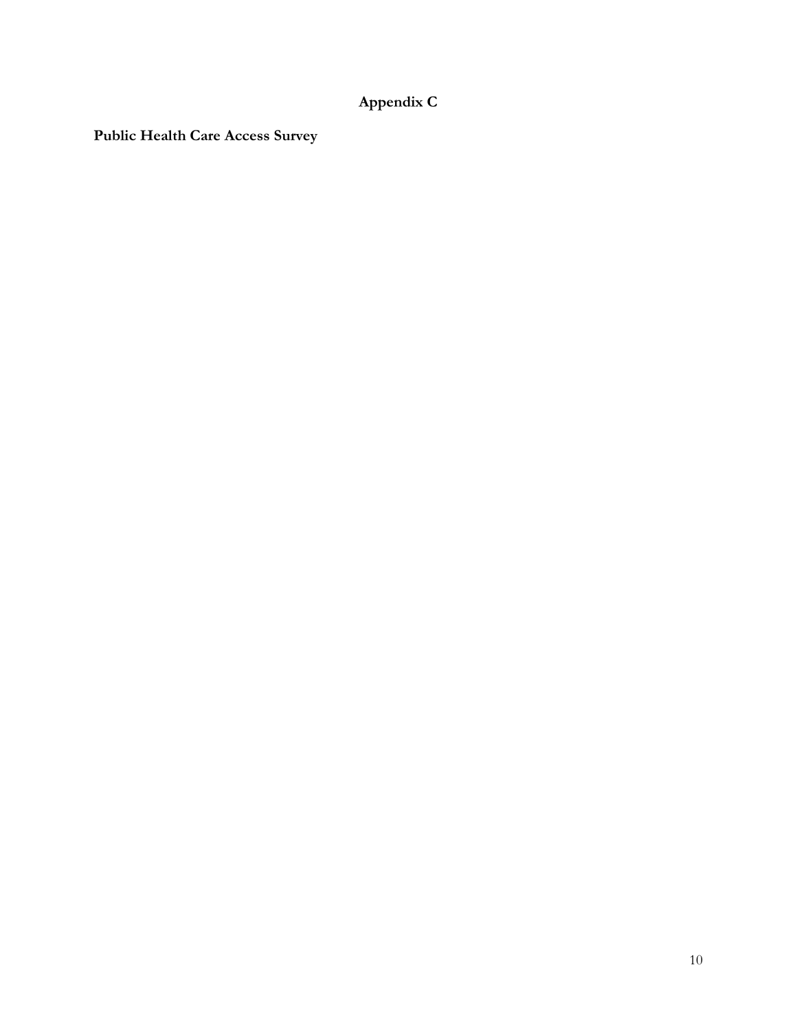# Appendix C

**Public Health Care Access Survey**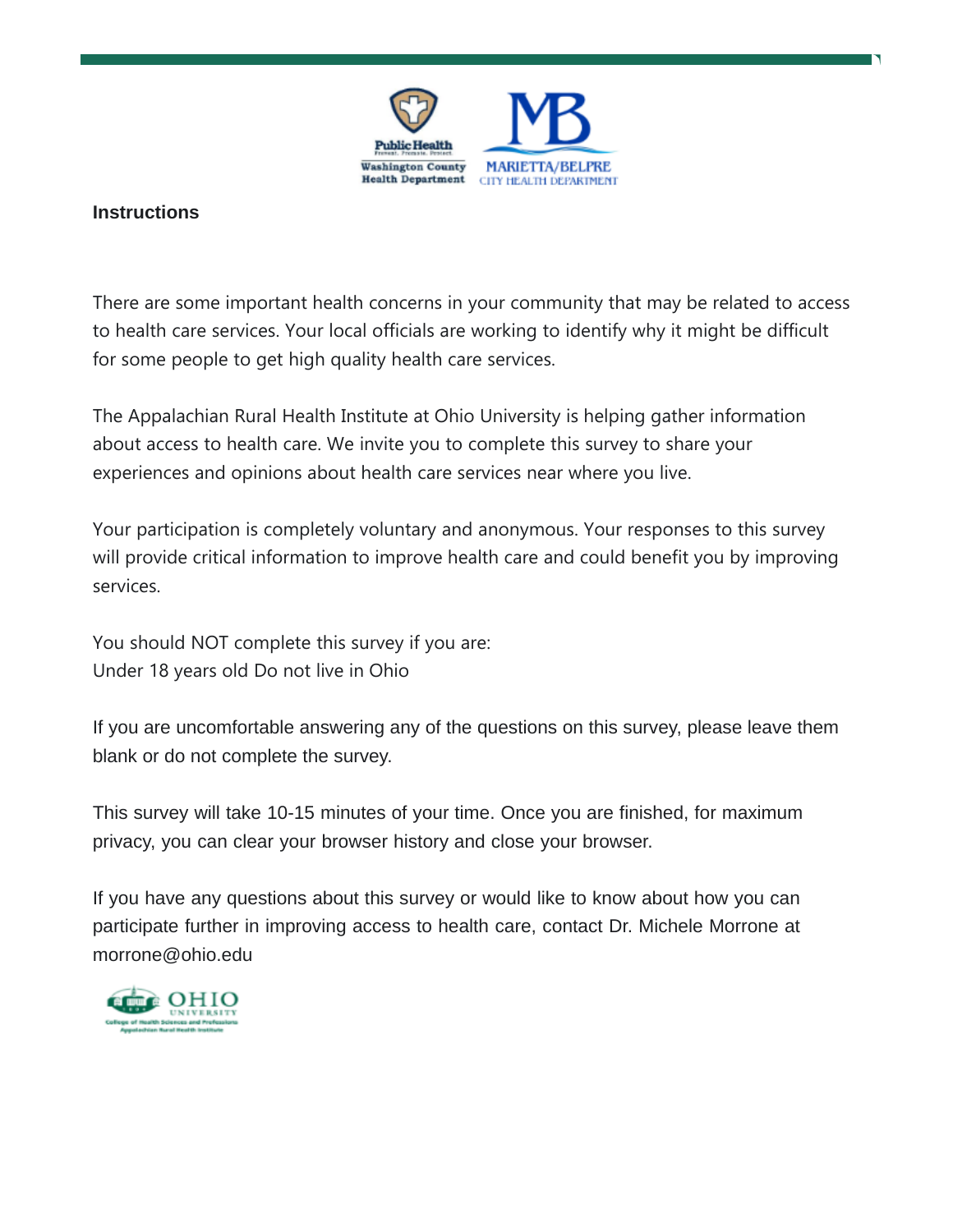**Instructions**

There are some important health concerns in your community that may be related to access to health care services. Your local officials are working to identify why it might be difficult for some people to get high quality health care services.

The Appalachian Rural Health Institute at Ohio University is helping gather information about access to health care. We invite you to complete this survey to share your experiences and opinions about health care services near where you live.

Your participation is completely voluntary and anonymous. Your responses to this survey will provide critical information to improve health care and could benefit you by improving services.

You should NOT complete this survey if you are:
Under 18 years old Do not live in Ohio

If you are uncomfortable answering any of the questions on this survey, please leave them blank or do not complete the survey.

This survey will take 10-15 minutes of your time. Once you are finished, for maximum privacy, you can clear your browser history and close your browser.

If you have any questions about this survey or would like to know about how you can participate further in improving access to health care, contact Dr. Michele Morrone at morrone@ohio.edu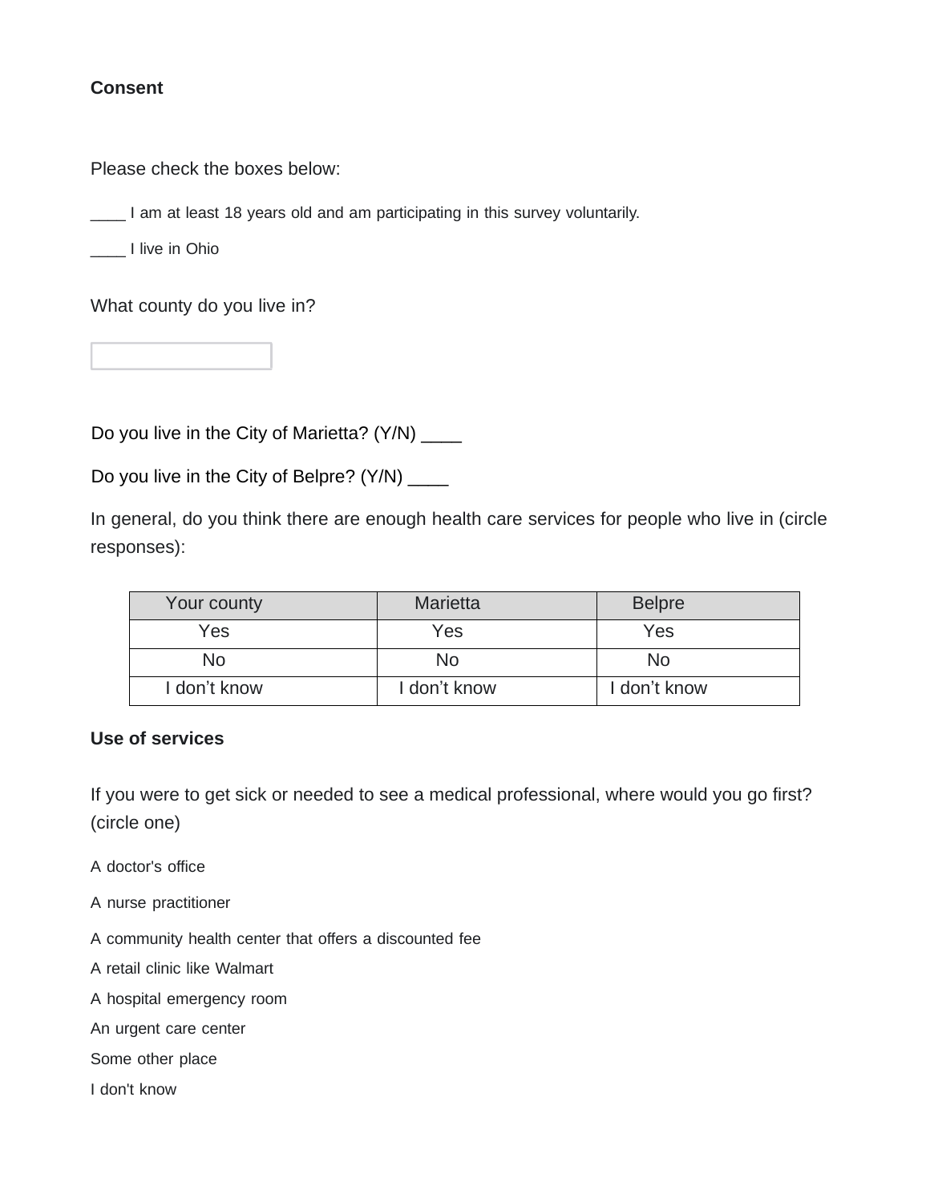**Consent**

Please check the boxes below:

____ I am at least 18 years old and am participating in this survey voluntarily.

____ I live in Ohio

What county do you live in?

[ ]

Do you live in the City of Marietta? (Y/N) ____

Do you live in the City of Belpre? (Y/N) ____

In general, do you think there are enough health care services for people who live in (circle responses):

| Your county | Marietta | Belpre |
|---|---|---|
| Yes | Yes | Yes |
| No | No | No |
| I don't know | I don't know | I don't know |

**Use of services**

If you were to get sick or needed to see a medical professional, where would you go first? (circle one)

A doctor's office

A nurse practitioner

A community health center that offers a discounted fee

A retail clinic like Walmart

A hospital emergency room

An urgent care center

Some other place

I don't know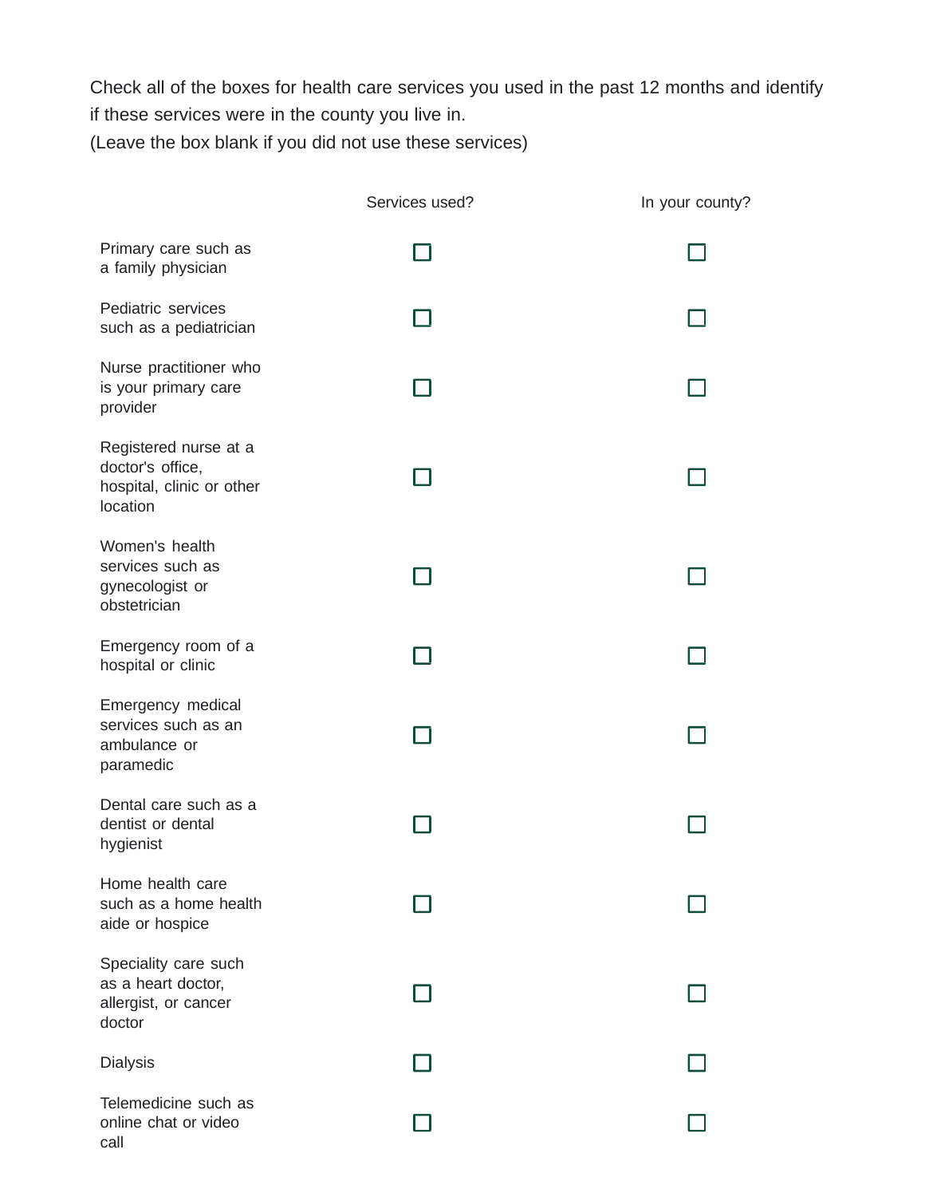Check all of the boxes for health care services you used in the past 12 months and identify if these services were in the county you live in.
(Leave the box blank if you did not use these services)

| | Services used? | In your county? |
|---|---|---|
| Primary care such as a family physician | ☐ | ☐ |
| Pediatric services such as a pediatrician | ☐ | ☐ |
| Nurse practitioner who is your primary care provider | ☐ | ☐ |
| Registered nurse at a doctor's office, hospital, clinic or other location | ☐ | ☐ |
| Women's health services such as gynecologist or obstetrician | ☐ | ☐ |
| Emergency room of a hospital or clinic | ☐ | ☐ |
| Emergency medical services such as an ambulance or paramedic | ☐ | ☐ |
| Dental care such as a dentist or dental hygienist | ☐ | ☐ |
| Home health care such as a home health aide or hospice | ☐ | ☐ |
| Speciality care such as a heart doctor, allergist, or cancer doctor | ☐ | ☐ |
| Dialysis | ☐ | ☐ |
| Telemedicine such as online chat or video call | ☐ | ☐ |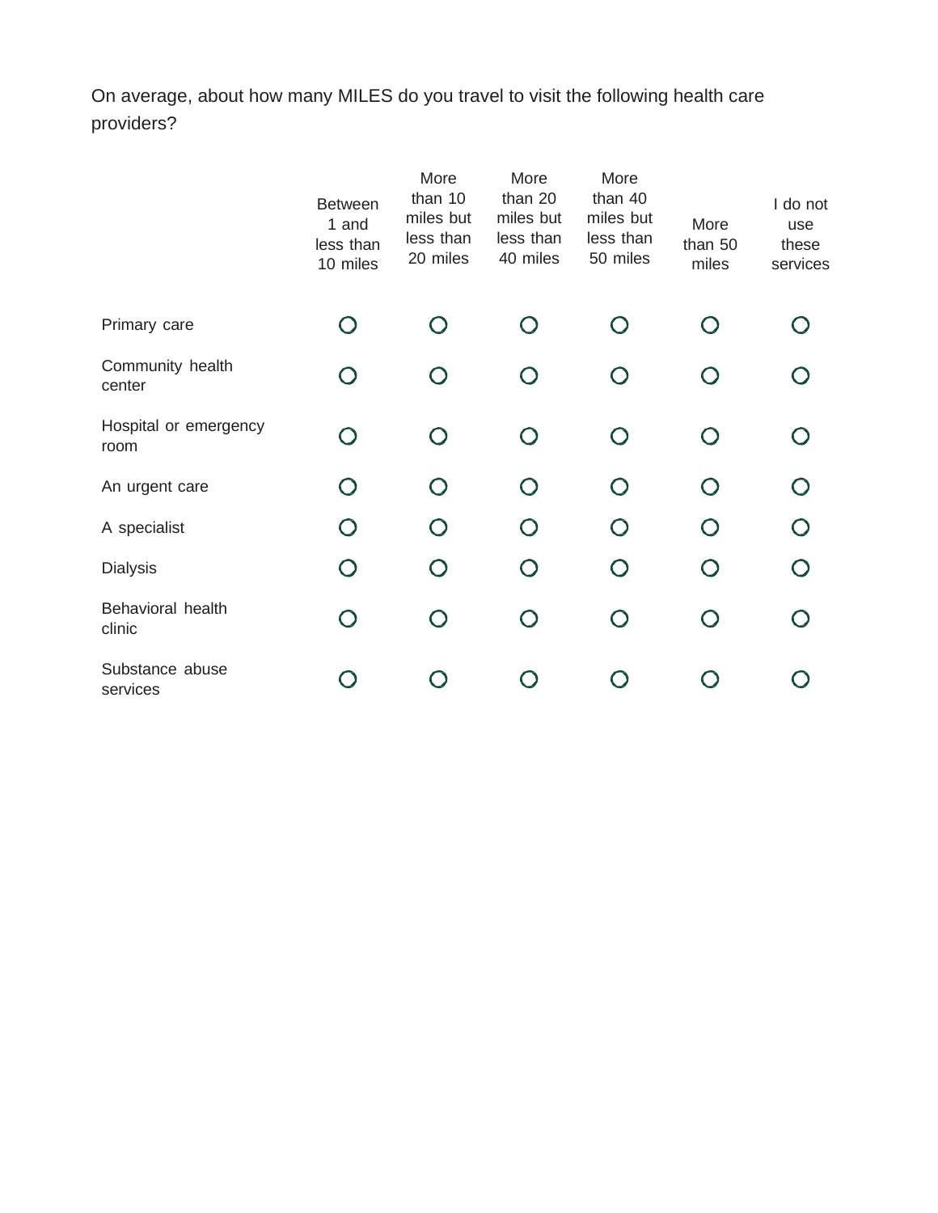On average, about how many MILES do you travel to visit the following health care providers?

| | Between 1 and less than 10 miles | More than 10 miles but less than 20 miles | More than 20 miles but less than 40 miles | More than 40 miles but less than 50 miles | More than 50 miles | I do not use these services |
|---|---|---|---|---|---|---|
| Primary care | ○ | ○ | ○ | ○ | ○ | ○ |
| Community health center | ○ | ○ | ○ | ○ | ○ | ○ |
| Hospital or emergency room | ○ | ○ | ○ | ○ | ○ | ○ |
| An urgent care | ○ | ○ | ○ | ○ | ○ | ○ |
| A specialist | ○ | ○ | ○ | ○ | ○ | ○ |
| Dialysis | ○ | ○ | ○ | ○ | ○ | ○ |
| Behavioral health clinic | ○ | ○ | ○ | ○ | ○ | ○ |
| Substance abuse services | ○ | ○ | ○ | ○ | ○ | ○ |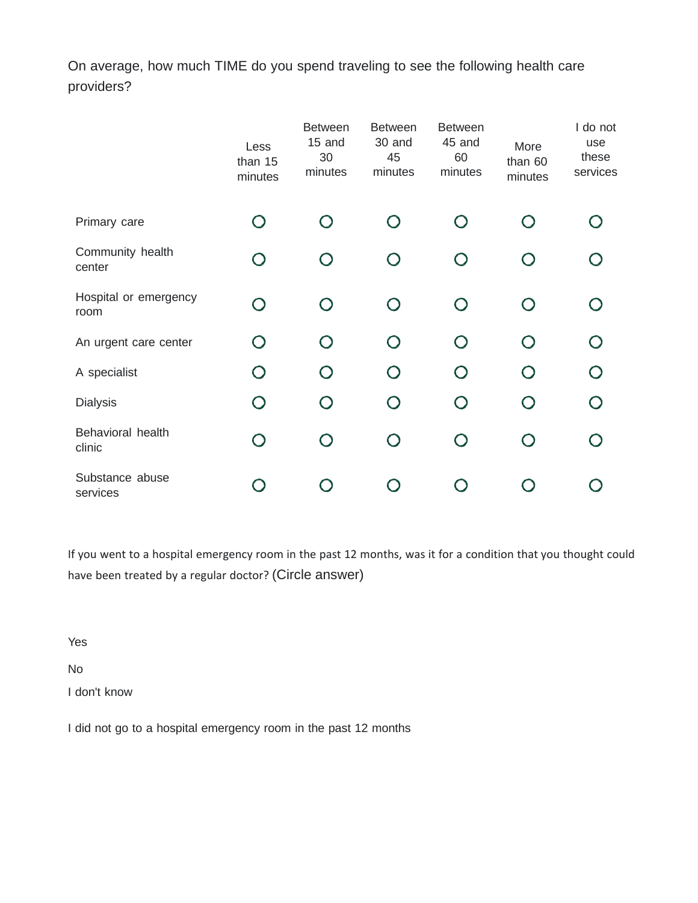On average, how much TIME do you spend traveling to see the following health care providers?

| | Less than 15 minutes | Between 15 and 30 minutes | Between 30 and 45 minutes | Between 45 and 60 minutes | More than 60 minutes | I do not use these services |
|---|---|---|---|---|---|---|
| Primary care | ○ | ○ | ○ | ○ | ○ | ○ |
| Community health center | ○ | ○ | ○ | ○ | ○ | ○ |
| Hospital or emergency room | ○ | ○ | ○ | ○ | ○ | ○ |
| An urgent care center | ○ | ○ | ○ | ○ | ○ | ○ |
| A specialist | ○ | ○ | ○ | ○ | ○ | ○ |
| Dialysis | ○ | ○ | ○ | ○ | ○ | ○ |
| Behavioral health clinic | ○ | ○ | ○ | ○ | ○ | ○ |
| Substance abuse services | ○ | ○ | ○ | ○ | ○ | ○ |

If you went to a hospital emergency room in the past 12 months, was it for a condition that you thought could have been treated by a regular doctor? (Circle answer)

Yes

No

I don't know

I did not go to a hospital emergency room in the past 12 months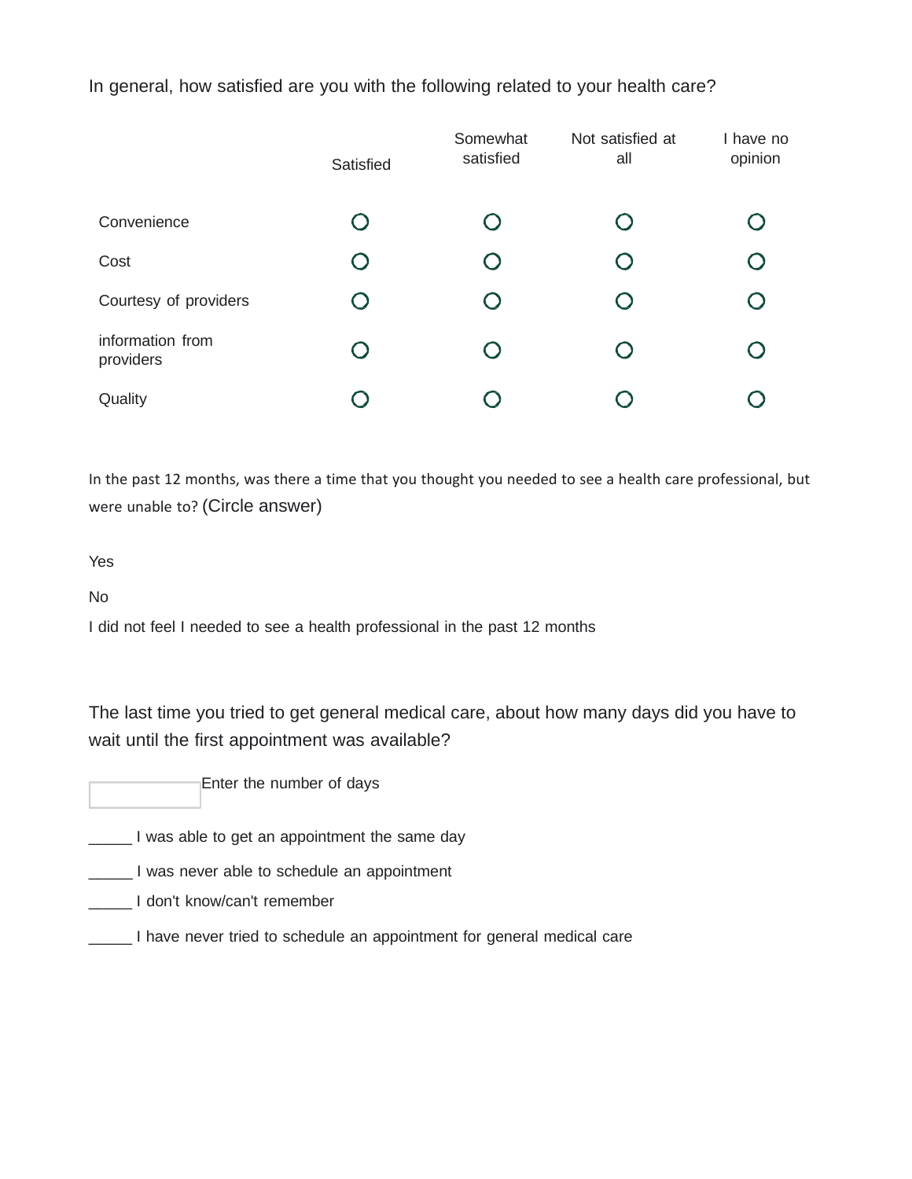In general, how satisfied are you with the following related to your health care?

| | Satisfied | Somewhat satisfied | Not satisfied at all | I have no opinion |
|---|---|---|---|---|
| Convenience | ○ | ○ | ○ | ○ |
| Cost | ○ | ○ | ○ | ○ |
| Courtesy of providers | ○ | ○ | ○ | ○ |
| information from providers | ○ | ○ | ○ | ○ |
| Quality | ○ | ○ | ○ | ○ |

In the past 12 months, was there a time that you thought you needed to see a health care professional, but were unable to? (Circle answer)

Yes

No

I did not feel I needed to see a health professional in the past 12 months

The last time you tried to get general medical care, about how many days did you have to wait until the first appointment was available?

[ ] Enter the number of days

_____ I was able to get an appointment the same day

_____ I was never able to schedule an appointment

_____ I don't know/can't remember

_____ I have never tried to schedule an appointment for general medical care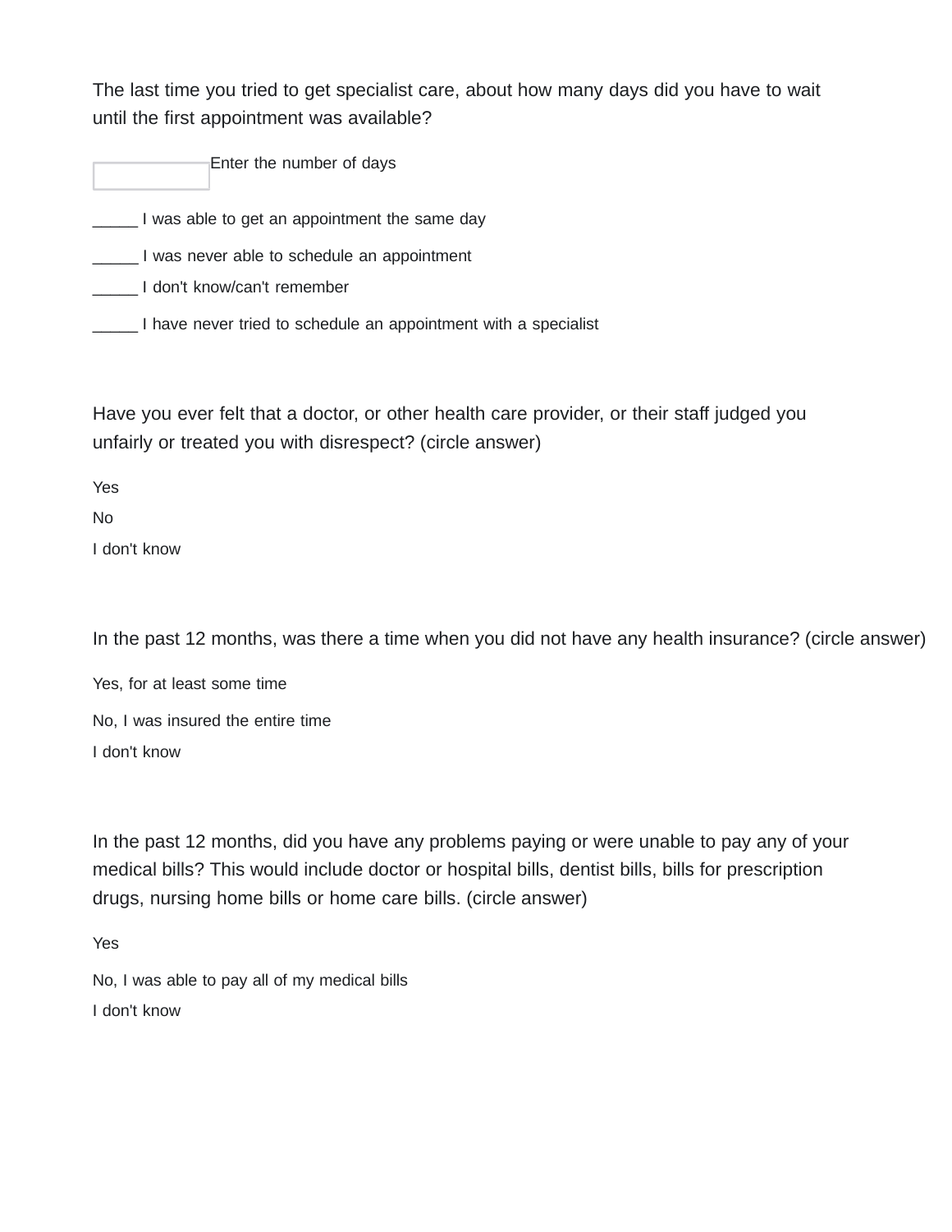The last time you tried to get specialist care, about how many days did you have to wait until the first appointment was available?

_____ Enter the number of days

_____ I was able to get an appointment the same day

_____ I was never able to schedule an appointment

_____ I don't know/can't remember

_____ I have never tried to schedule an appointment with a specialist

Have you ever felt that a doctor, or other health care provider, or their staff judged you unfairly or treated you with disrespect? (circle answer)

Yes

No

I don't know

In the past 12 months, was there a time when you did not have any health insurance? (circle answer)

Yes, for at least some time

No, I was insured the entire time

I don't know

In the past 12 months, did you have any problems paying or were unable to pay any of your medical bills? This would include doctor or hospital bills, dentist bills, bills for prescription drugs, nursing home bills or home care bills. (circle answer)

Yes

No, I was able to pay all of my medical bills

I don't know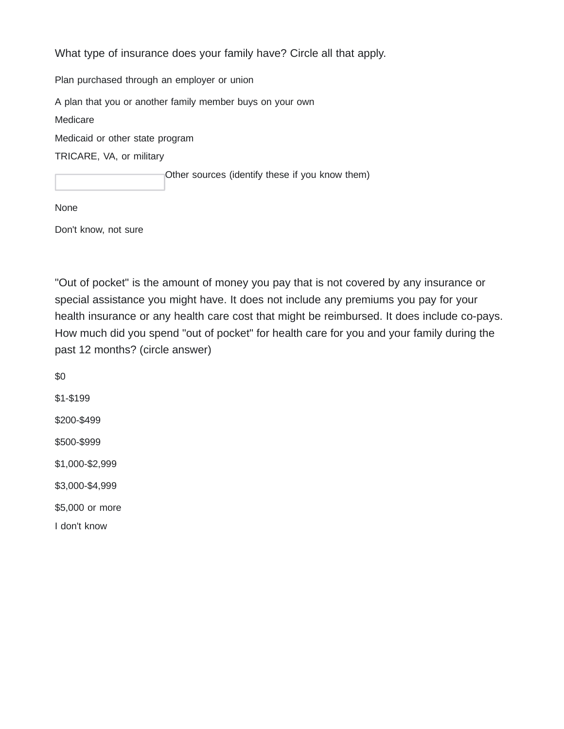What type of insurance does your family have? Circle all that apply.

Plan purchased through an employer or union

A plan that you or another family member buys on your own

Medicare

Medicaid or other state program

TRICARE, VA, or military

[ ] Other sources (identify these if you know them)

None

Don't know, not sure

"Out of pocket" is the amount of money you pay that is not covered by any insurance or special assistance you might have. It does not include any premiums you pay for your health insurance or any health care cost that might be reimbursed. It does include co-pays. How much did you spend "out of pocket" for health care for you and your family during the past 12 months? (circle answer)

$0

$1-$199

$200-$499

$500-$999

$1,000-$2,999

$3,000-$4,999

$5,000 or more

I don't know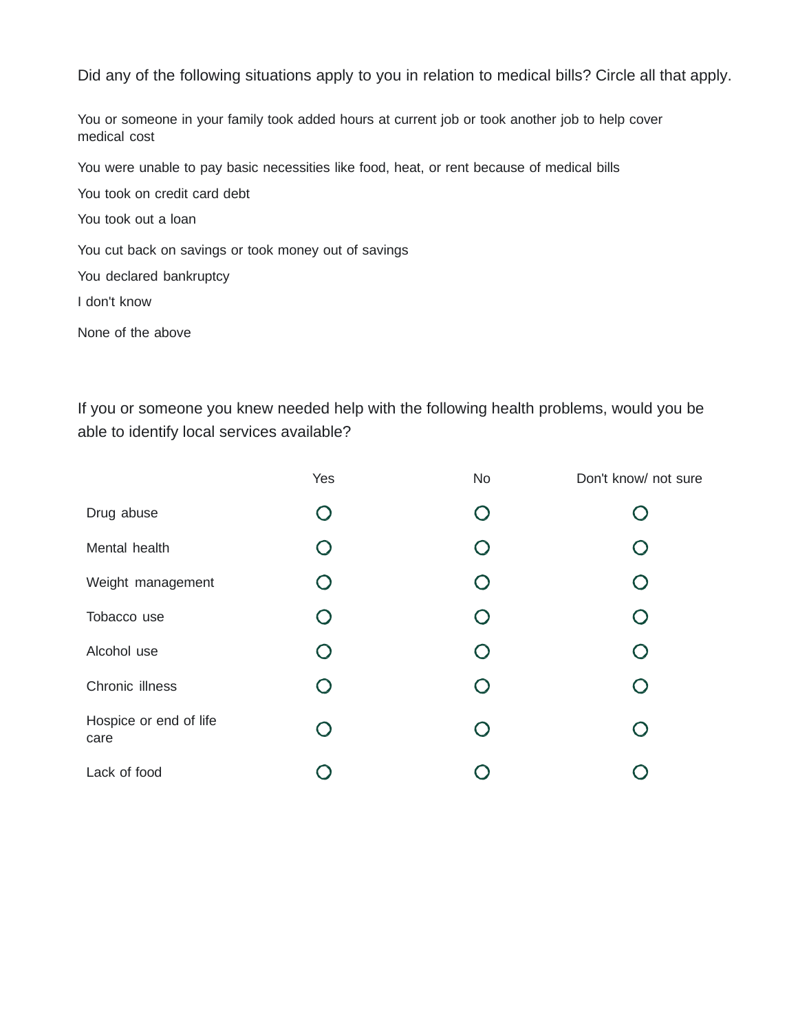Did any of the following situations apply to you in relation to medical bills? Circle all that apply.

You or someone in your family took added hours at current job or took another job to help cover medical cost

You were unable to pay basic necessities like food, heat, or rent because of medical bills

You took on credit card debt

You took out a loan

You cut back on savings or took money out of savings

You declared bankruptcy

I don't know

None of the above

If you or someone you knew needed help with the following health problems, would you be able to identify local services available?

| | Yes | No | Don't know/ not sure |
|---|---|---|---|
| Drug abuse | ○ | ○ | ○ |
| Mental health | ○ | ○ | ○ |
| Weight management | ○ | ○ | ○ |
| Tobacco use | ○ | ○ | ○ |
| Alcohol use | ○ | ○ | ○ |
| Chronic illness | ○ | ○ | ○ |
| Hospice or end of life care | ○ | ○ | ○ |
| Lack of food | ○ | ○ | ○ |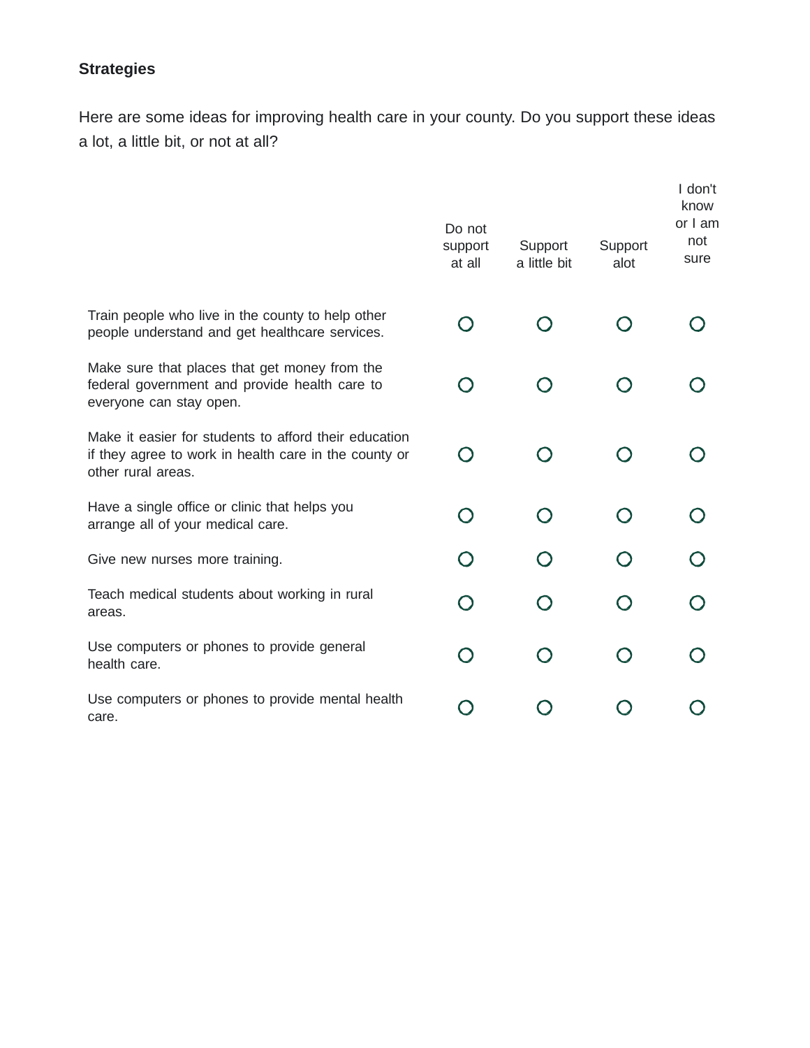**Strategies**

Here are some ideas for improving health care in your county. Do you support these ideas a lot, a little bit, or not at all?

| | Do not support at all | Support a little bit | Support alot | I don't know or I am not sure |
|---|---|---|---|---|
| Train people who live in the county to help other people understand and get healthcare services. | ○ | ○ | ○ | ○ |
| Make sure that places that get money from the federal government and provide health care to everyone can stay open. | ○ | ○ | ○ | ○ |
| Make it easier for students to afford their education if they agree to work in health care in the county or other rural areas. | ○ | ○ | ○ | ○ |
| Have a single office or clinic that helps you arrange all of your medical care. | ○ | ○ | ○ | ○ |
| Give new nurses more training. | ○ | ○ | ○ | ○ |
| Teach medical students about working in rural areas. | ○ | ○ | ○ | ○ |
| Use computers or phones to provide general health care. | ○ | ○ | ○ | ○ |
| Use computers or phones to provide mental health care. | ○ | ○ | ○ | ○ |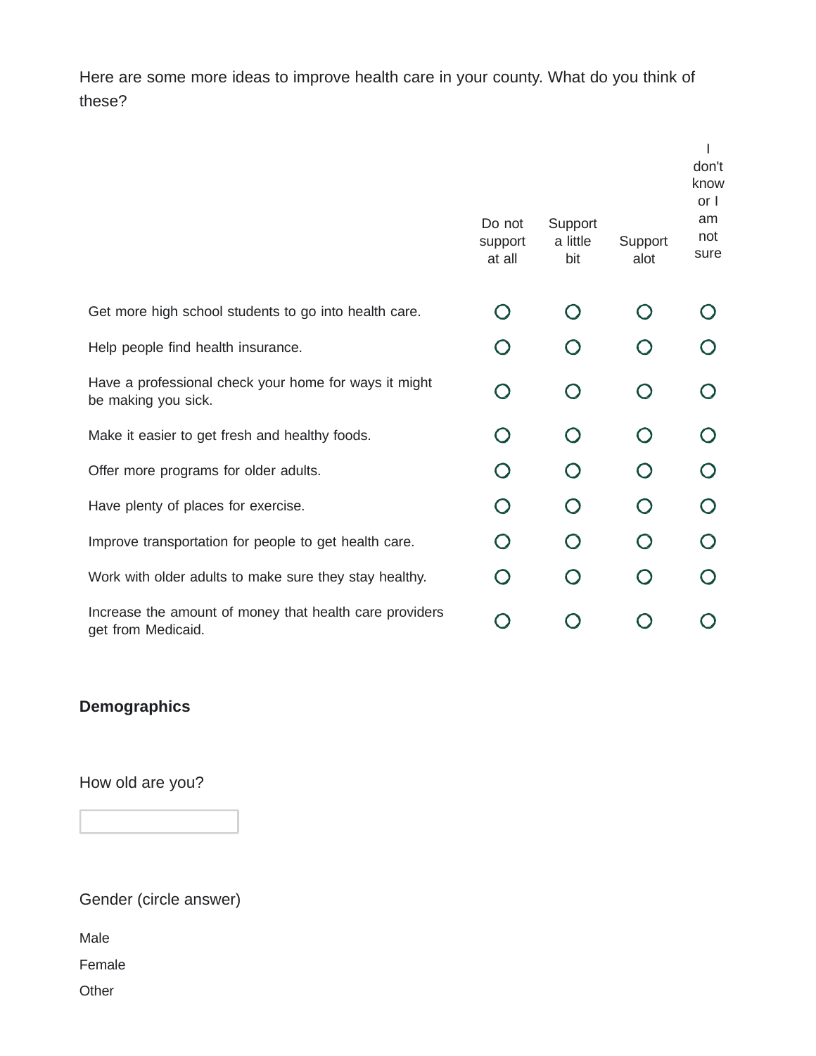Here are some more ideas to improve health care in your county. What do you think of these?

| | Do not support at all | Support a little bit | Support alot | I don't know or I am not sure |
|---|---|---|---|---|
| Get more high school students to go into health care. | ○ | ○ | ○ | ○ |
| Help people find health insurance. | ○ | ○ | ○ | ○ |
| Have a professional check your home for ways it might be making you sick. | ○ | ○ | ○ | ○ |
| Make it easier to get fresh and healthy foods. | ○ | ○ | ○ | ○ |
| Offer more programs for older adults. | ○ | ○ | ○ | ○ |
| Have plenty of places for exercise. | ○ | ○ | ○ | ○ |
| Improve transportation for people to get health care. | ○ | ○ | ○ | ○ |
| Work with older adults to make sure they stay healthy. | ○ | ○ | ○ | ○ |
| Increase the amount of money that health care providers get from Medicaid. | ○ | ○ | ○ | ○ |

**Demographics**

How old are you?

\_\_\_\_\_\_\_\_\_\_

Gender (circle answer)

Male

Female

Other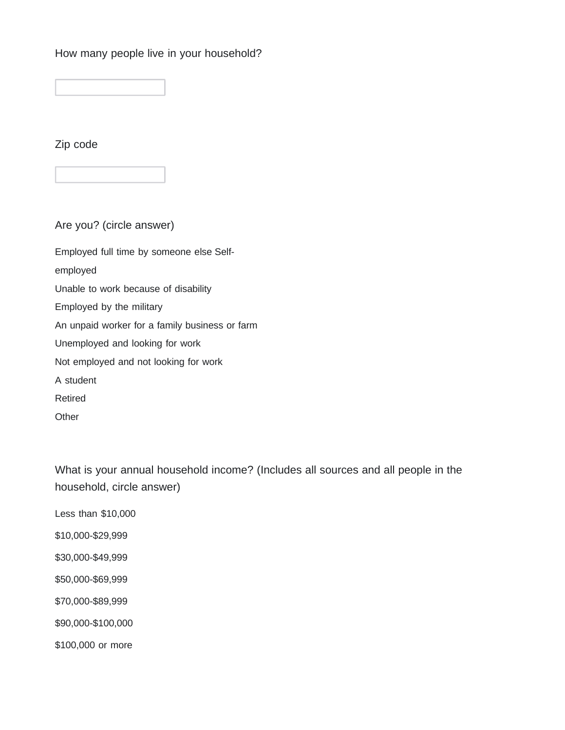How many people live in your household?

Zip code

Are you? (circle answer)

Employed full time by someone else
Self-employed
Unable to work because of disability
Employed by the military
An unpaid worker for a family business or farm
Unemployed and looking for work
Not employed and not looking for work
A student
Retired
Other

What is your annual household income? (Includes all sources and all people in the household, circle answer)

Less than $10,000

$10,000-$29,999

$30,000-$49,999

$50,000-$69,999

$70,000-$89,999

$90,000-$100,000

$100,000 or more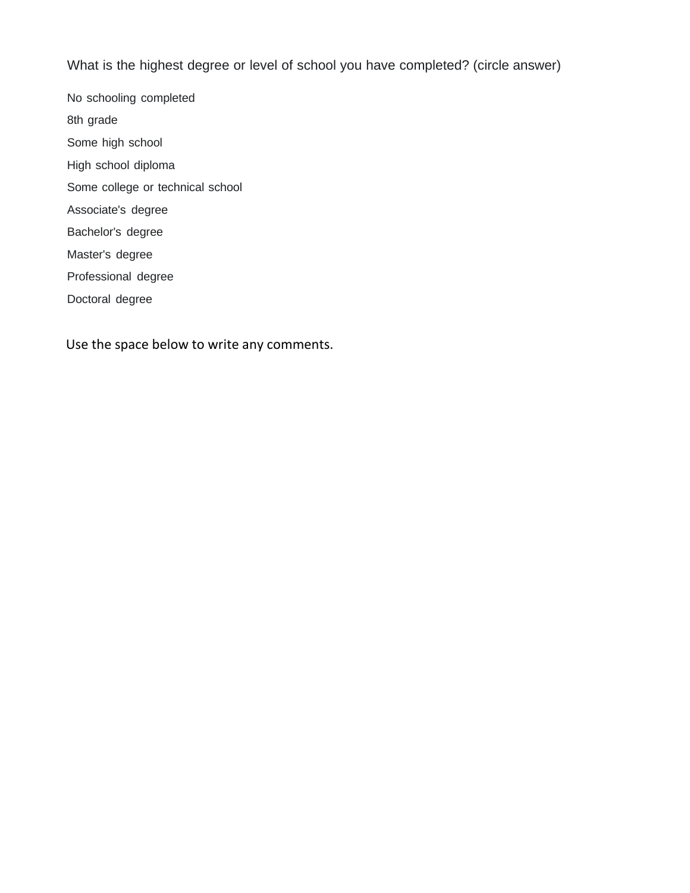What is the highest degree or level of school you have completed? (circle answer)

No schooling completed

8th grade

Some high school

High school diploma

Some college or technical school

Associate's degree

Bachelor's degree

Master's degree

Professional degree

Doctoral degree

Use the space below to write any comments.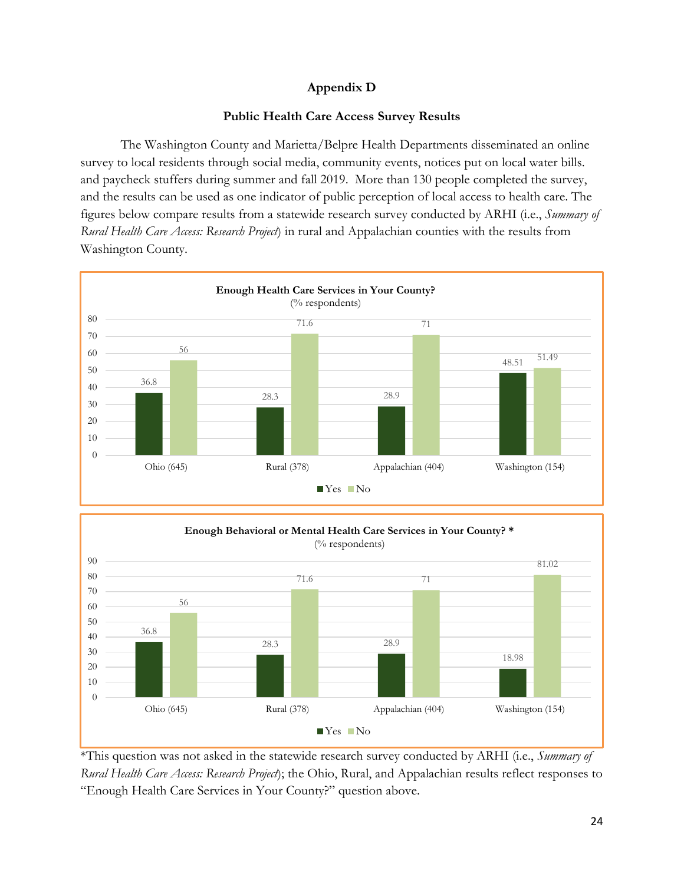# Appendix D

## Public Health Care Access Survey Results

The Washington County and Marietta/Belpre Health Departments disseminated an online survey to local residents through social media, community events, notices put on local water bills. and paycheck stuffers during summer and fall 2019. More than 130 people completed the survey, and the results can be used as one indicator of public perception of local access to health care. The figures below compare results from a statewide research survey conducted by ARHI (i.e., *Summary of Rural Health Care Access: Research Project*) in rural and Appalachian counties with the results from Washington County.

**Enough Health Care Services in Your County?**
(% respondents)

| | Yes | No |
|---|---|---|
| Ohio (645) | 36.8 | 56 |
| Rural (378) | 28.3 | 71.6 |
| Appalachian (404) | 28.9 | 71 |
| Washington (154) | 48.51 | 51.49 |

**Enough Behavioral or Mental Health Care Services in Your County? \***
(% respondents)

| | Yes | No |
|---|---|---|
| Ohio (645) | 36.8 | 56 |
| Rural (378) | 28.3 | 71.6 |
| Appalachian (404) | 28.9 | 71 |
| Washington (154) | 18.98 | 81.02 |

*This question was not asked in the statewide research survey conducted by ARHI (i.e., *Summary of Rural Health Care Access: Research Project*); the Ohio, Rural, and Appalachian results reflect responses to "Enough Health Care Services in Your County?" question above.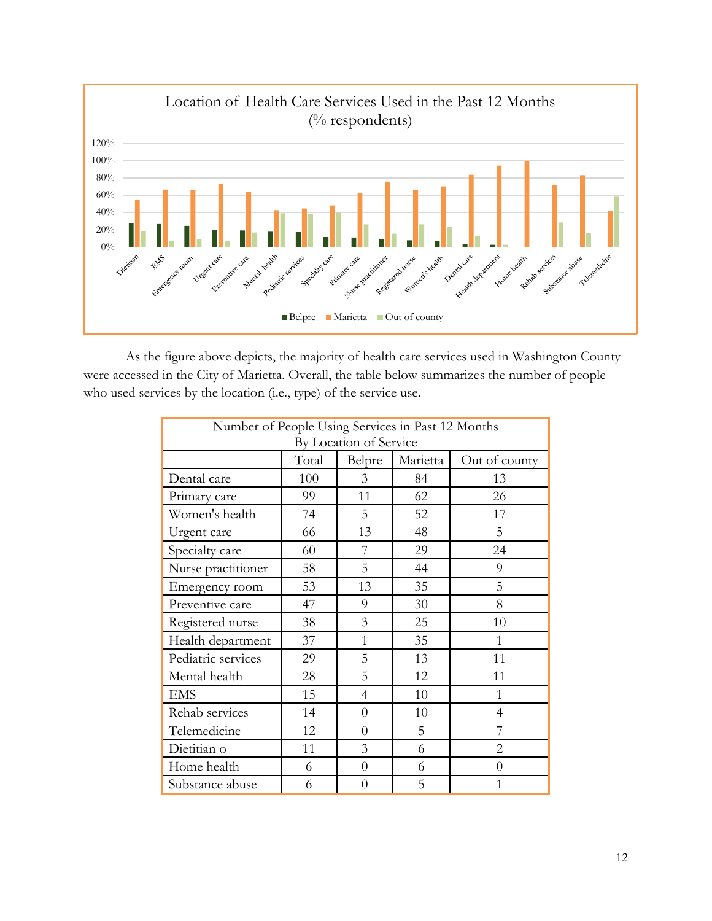**Location of Health Care Services Used in the Past 12 Months (% respondents)**

As the figure above depicts, the majority of health care services used in Washington County were accessed in the City of Marietta. Overall, the table below summarizes the number of people who used services by the location (i.e., type) of the service use.

| Number of People Using Services in Past 12 Months By Location of Service | | | | |
|---|---|---|---|---|
| | Total | Belpre | Marietta | Out of county |
| Dental care | 100 | 3 | 84 | 13 |
| Primary care | 99 | 11 | 62 | 26 |
| Women's health | 74 | 5 | 52 | 17 |
| Urgent care | 66 | 13 | 48 | 5 |
| Specialty care | 60 | 7 | 29 | 24 |
| Nurse practitioner | 58 | 5 | 44 | 9 |
| Emergency room | 53 | 13 | 35 | 5 |
| Preventive care | 47 | 9 | 30 | 8 |
| Registered nurse | 38 | 3 | 25 | 10 |
| Health department | 37 | 1 | 35 | 1 |
| Pediatric services | 29 | 5 | 13 | 11 |
| Mental health | 28 | 5 | 12 | 11 |
| EMS | 15 | 4 | 10 | 1 |
| Rehab services | 14 | 0 | 10 | 4 |
| Telemedicine | 12 | 0 | 5 | 7 |
| Dietitian o | 11 | 3 | 6 | 2 |
| Home health | 6 | 0 | 6 | 0 |
| Substance abuse | 6 | 0 | 5 | 1 |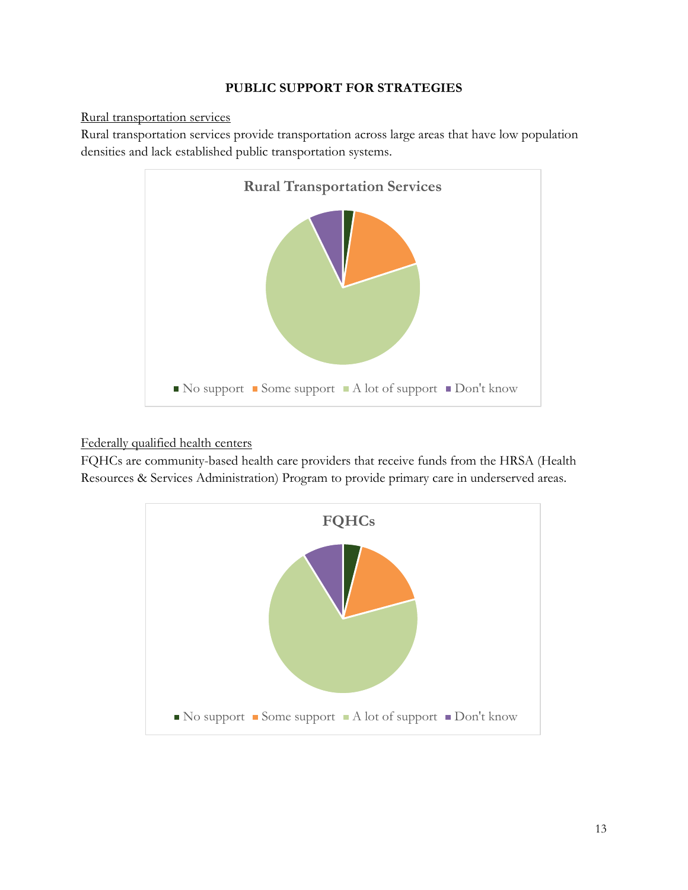**PUBLIC SUPPORT FOR STRATEGIES**

Rural transportation services

Rural transportation services provide transportation across large areas that have low population densities and lack established public transportation systems.

Rural Transportation Services

No support | Some support | A lot of support | Don't know

Federally qualified health centers

FQHCs are community-based health care providers that receive funds from the HRSA (Health Resources & Services Administration) Program to provide primary care in underserved areas.

FQHCs

No support | Some support | A lot of support | Don't know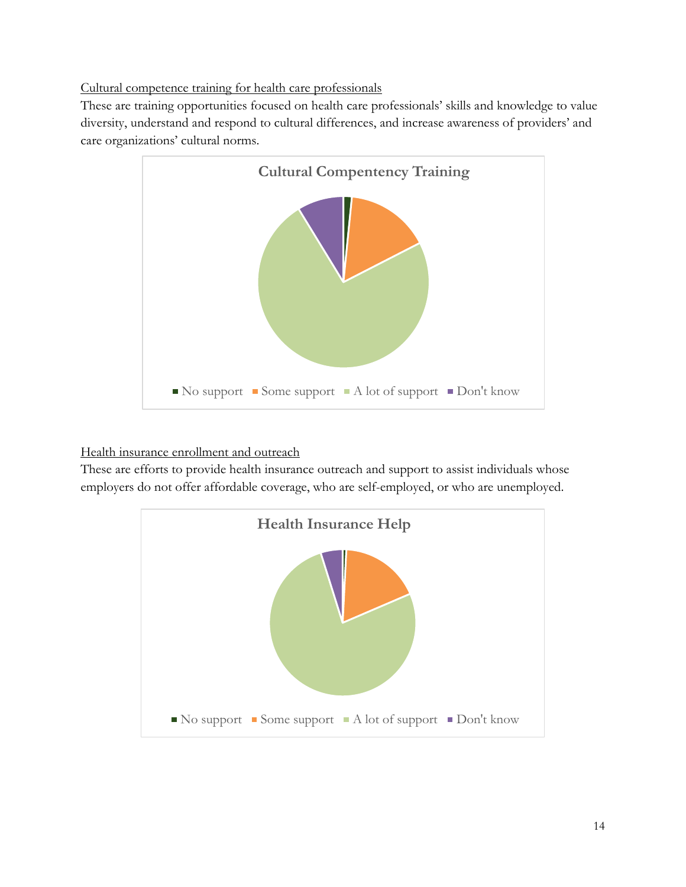<u>Cultural competence training for health care professionals</u>

These are training opportunities focused on health care professionals' skills and knowledge to value diversity, understand and respond to cultural differences, and increase awareness of providers' and care organizations' cultural norms.

**Cultural Compentency Training**

■ No support ■ Some support ■ A lot of support ■ Don't know

<u>Health insurance enrollment and outreach</u>

These are efforts to provide health insurance outreach and support to assist individuals whose employers do not offer affordable coverage, who are self-employed, or who are unemployed.

**Health Insurance Help**

■ No support ■ Some support ■ A lot of support ■ Don't know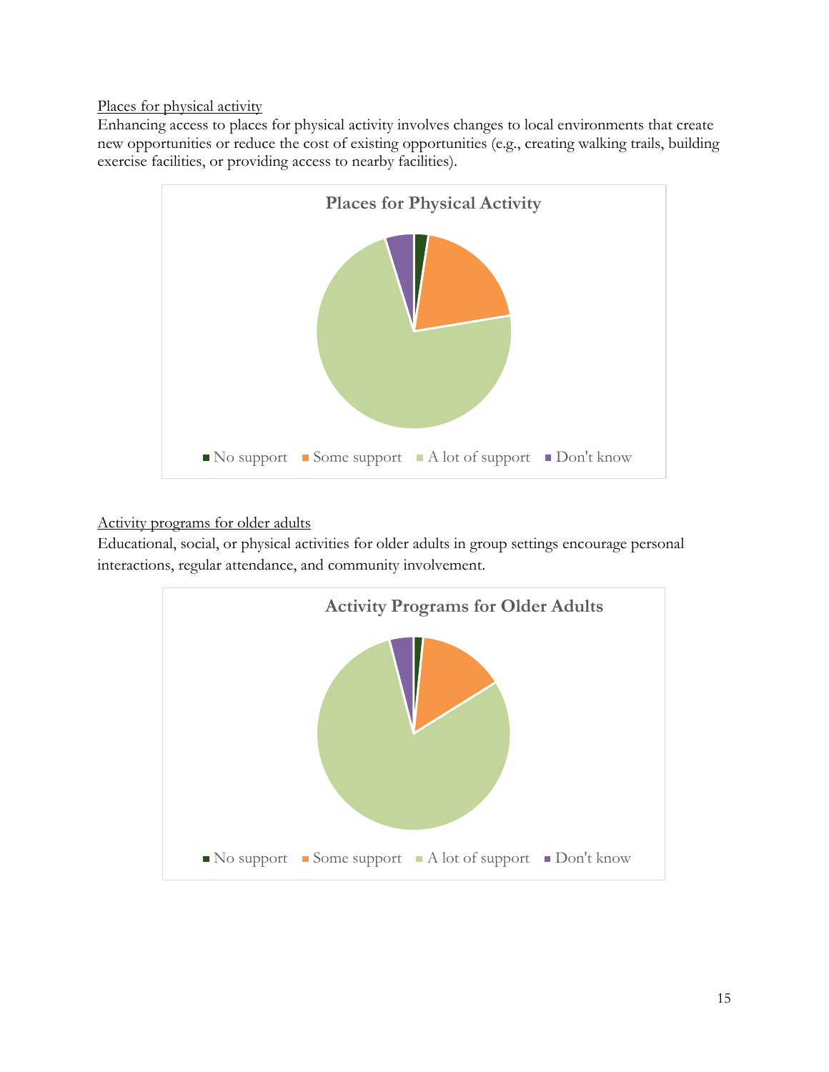Places for physical activity

Enhancing access to places for physical activity involves changes to local environments that create new opportunities or reduce the cost of existing opportunities (e.g., creating walking trails, building exercise facilities, or providing access to nearby facilities).

**Places for Physical Activity**

■ No support ■ Some support ■ A lot of support ■ Don't know

Activity programs for older adults

Educational, social, or physical activities for older adults in group settings encourage personal interactions, regular attendance, and community involvement.

**Activity Programs for Older Adults**

■ No support ■ Some support ■ A lot of support ■ Don't know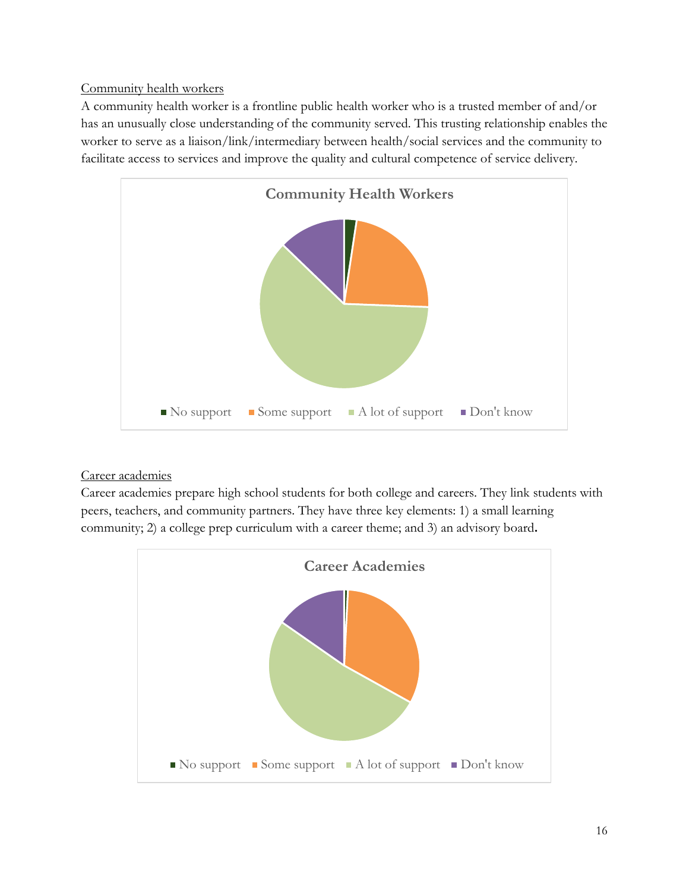Community health workers

A community health worker is a frontline public health worker who is a trusted member of and/or has an unusually close understanding of the community served. This trusting relationship enables the worker to serve as a liaison/link/intermediary between health/social services and the community to facilitate access to services and improve the quality and cultural competence of service delivery.

**Community Health Workers**

No support | Some support | A lot of support | Don't know

Career academies

Career academies prepare high school students for both college and careers. They link students with peers, teachers, and community partners. They have three key elements: 1) a small learning community; 2) a college prep curriculum with a career theme; and 3) an advisory board.

**Career Academies**

No support | Some support | A lot of support | Don't know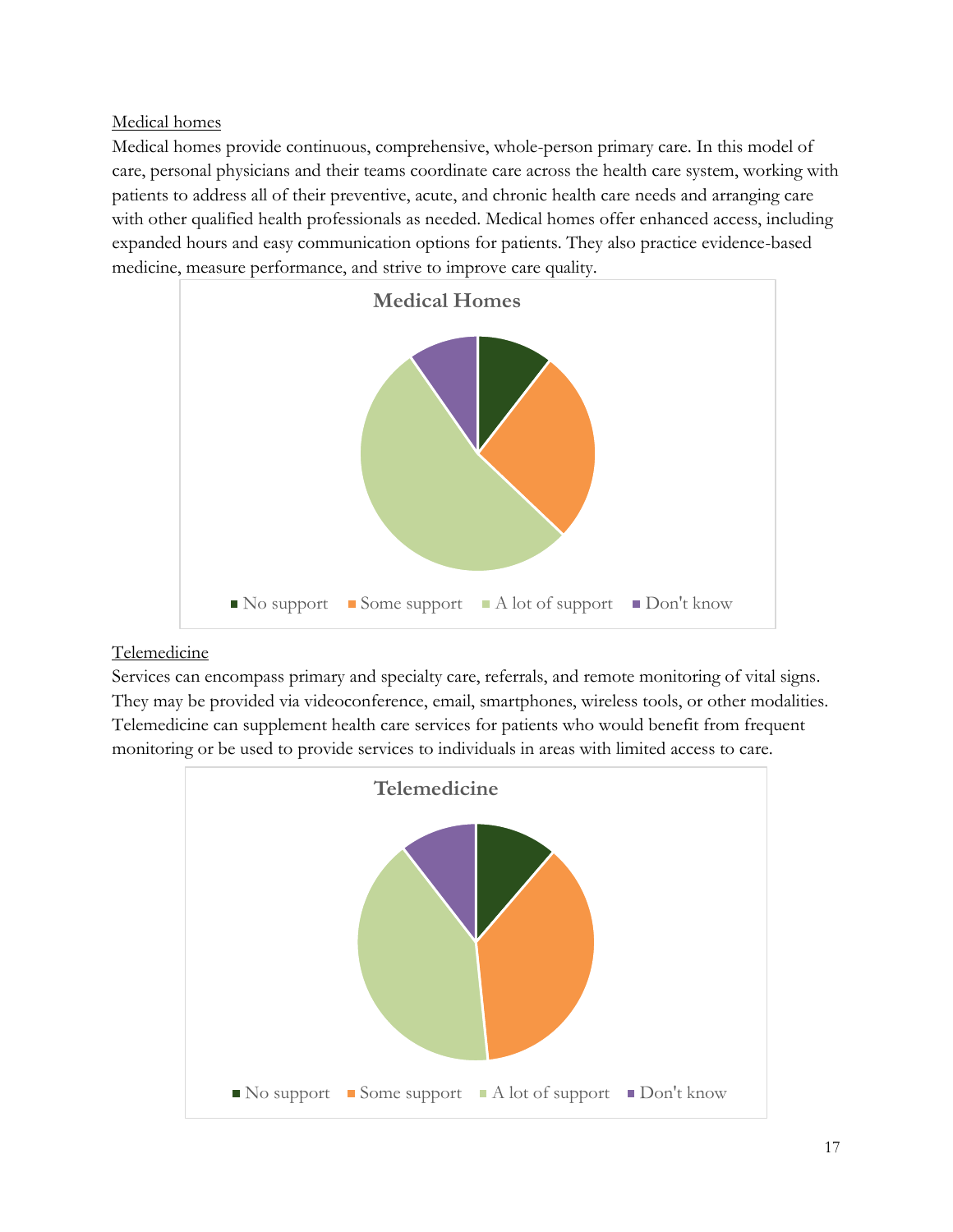Medical homes

Medical homes provide continuous, comprehensive, whole-person primary care. In this model of care, personal physicians and their teams coordinate care across the health care system, working with patients to address all of their preventive, acute, and chronic health care needs and arranging care with other qualified health professionals as needed. Medical homes offer enhanced access, including expanded hours and easy communication options for patients. They also practice evidence-based medicine, measure performance, and strive to improve care quality.

**Medical Homes**

■ No support ■ Some support ■ A lot of support ■ Don't know

Telemedicine

Services can encompass primary and specialty care, referrals, and remote monitoring of vital signs. They may be provided via videoconference, email, smartphones, wireless tools, or other modalities. Telemedicine can supplement health care services for patients who would benefit from frequent monitoring or be used to provide services to individuals in areas with limited access to care.

**Telemedicine**

■ No support ■ Some support ■ A lot of support ■ Don't know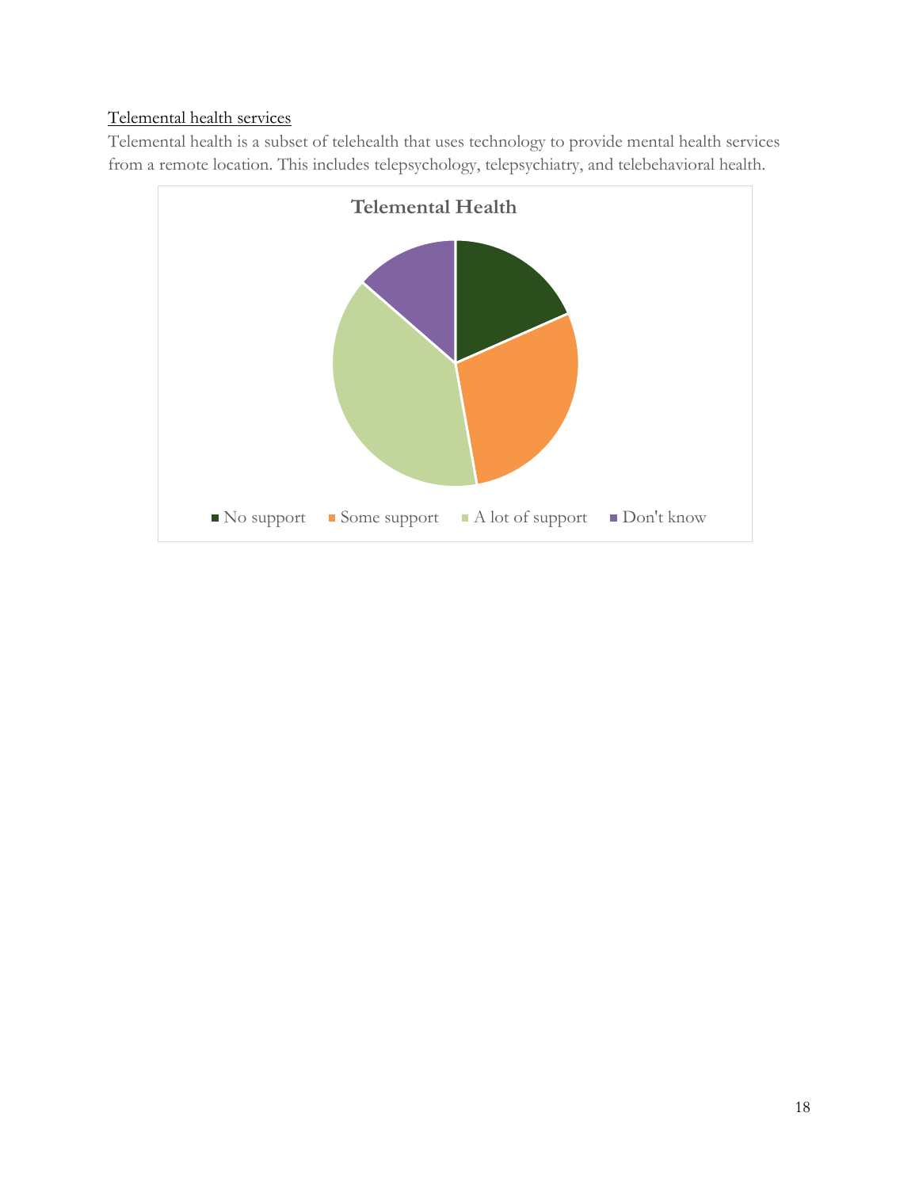Telemental health services

Telemental health is a subset of telehealth that uses technology to provide mental health services from a remote location. This includes telepsychology, telepsychiatry, and telebehavioral health.

**Telemental Health**

No support | Some support | A lot of support | Don't know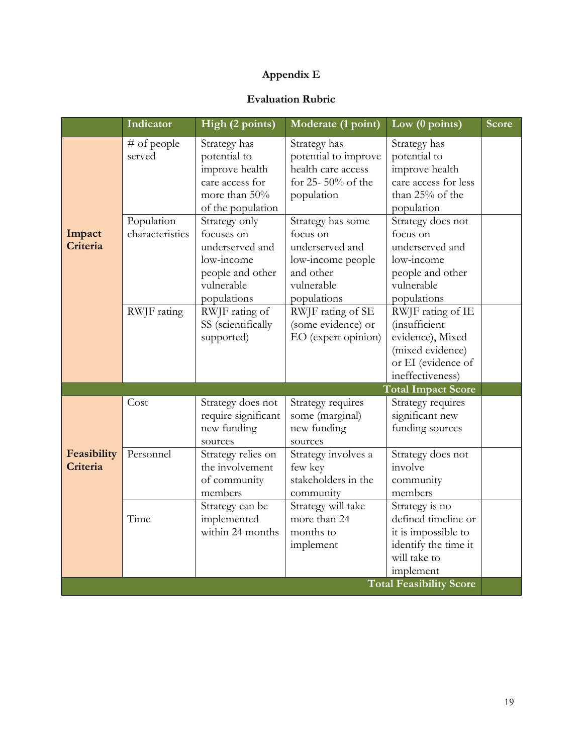# Appendix E

## Evaluation Rubric

| | Indicator | High (2 points) | Moderate (1 point) | Low (0 points) | Score |
|---|---|---|---|---|---|
| **Impact Criteria** | # of people served | Strategy has potential to improve health care access for more than 50% of the population | Strategy has potential to improve health care access for 25- 50% of the population | Strategy has potential to improve health care access for less than 25% of the population | |
| | Population characteristics | Strategy only focuses on underserved and low-income people and other vulnerable populations | Strategy has some focus on underserved and low-income people and other vulnerable populations | Strategy does not focus on underserved and low-income people and other vulnerable populations | |
| | RWJF rating | RWJF rating of SS (scientifically supported) | RWJF rating of SE (some evidence) or EO (expert opinion) | RWJF rating of IE (insufficient evidence), Mixed (mixed evidence) or EI (evidence of ineffectiveness) | |
| | | | | **Total Impact Score** | |
| **Feasibility Criteria** | Cost | Strategy does not require significant new funding sources | Strategy requires some (marginal) new funding sources | Strategy requires significant new funding sources | |
| | Personnel | Strategy relies on the involvement of community members | Strategy involves a few key stakeholders in the community | Strategy does not involve community members | |
| | Time | Strategy can be implemented within 24 months | Strategy will take more than 24 months to implement | Strategy is no defined timeline or it is impossible to identify the time it will take to implement | |
| | | | | **Total Feasibility Score** | |